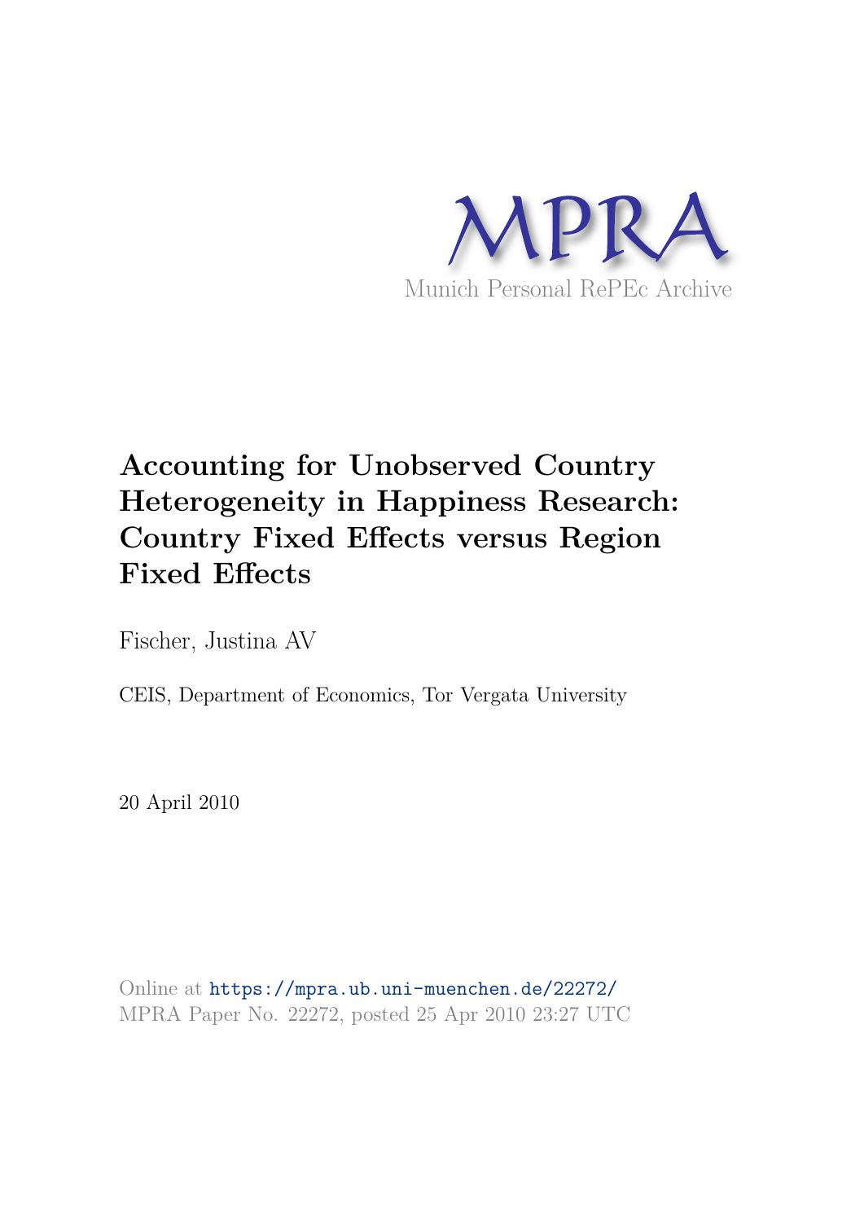MPRA

Munich Personal RePEc Archive

# Accounting for Unobserved Country Heterogeneity in Happiness Research: Country Fixed Effects versus Region Fixed Effects

Fischer, Justina AV

CEIS, Department of Economics, Tor Vergata University

20 April 2010

Online at https://mpra.ub.uni-muenchen.de/22272/
MPRA Paper No. 22272, posted 25 Apr 2010 23:27 UTC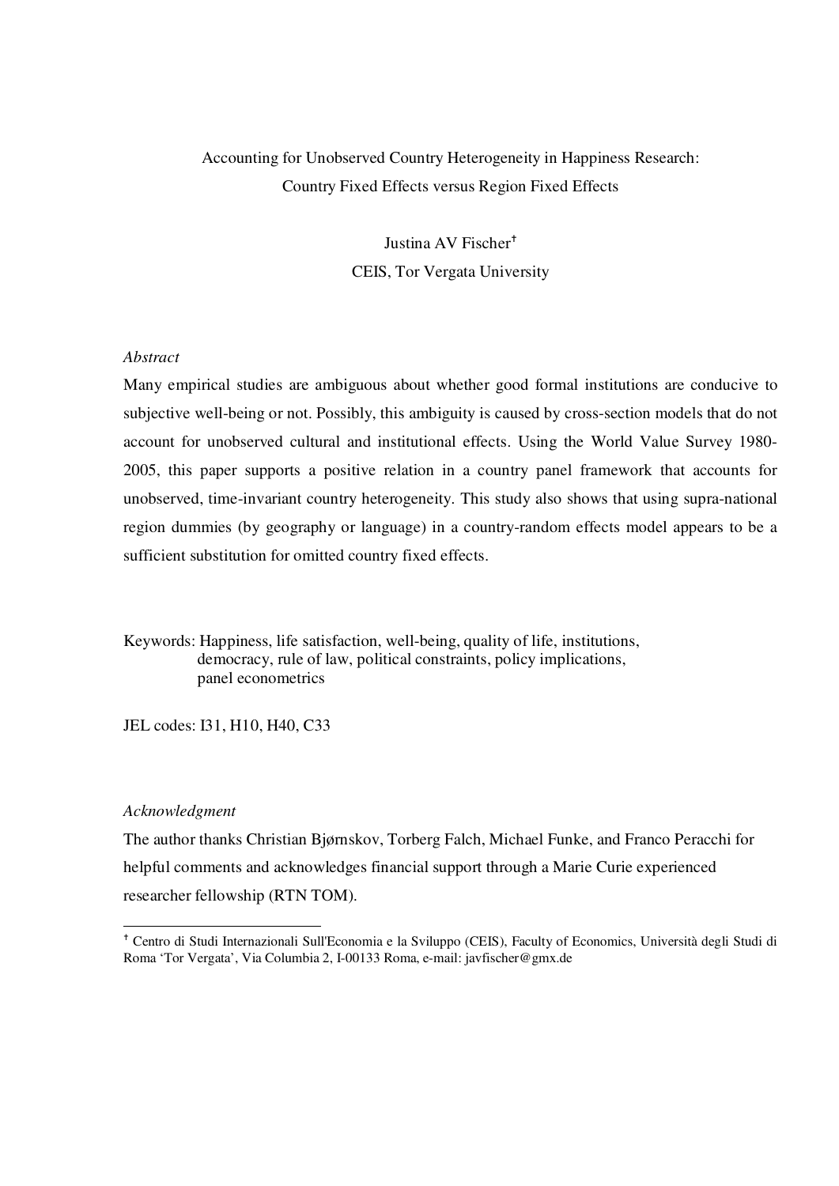# Accounting for Unobserved Country Heterogeneity in Happiness Research: Country Fixed Effects versus Region Fixed Effects

Justina AV Fischer[†]

CEIS, Tor Vergata University

*Abstract*

Many empirical studies are ambiguous about whether good formal institutions are conducive to subjective well-being or not. Possibly, this ambiguity is caused by cross-section models that do not account for unobserved cultural and institutional effects. Using the World Value Survey 1980-2005, this paper supports a positive relation in a country panel framework that accounts for unobserved, time-invariant country heterogeneity. This study also shows that using supra-national region dummies (by geography or language) in a country-random effects model appears to be a sufficient substitution for omitted country fixed effects.

Keywords: Happiness, life satisfaction, well-being, quality of life, institutions, democracy, rule of law, political constraints, policy implications, panel econometrics

JEL codes: I31, H10, H40, C33

*Acknowledgment*

The author thanks Christian Bjørnskov, Torberg Falch, Michael Funke, and Franco Peracchi for helpful comments and acknowledges financial support through a Marie Curie experienced researcher fellowship (RTN TOM).

---

[†] Centro di Studi Internazionali Sull'Economia e la Sviluppo (CEIS), Faculty of Economics, Università degli Studi di Roma 'Tor Vergata', Via Columbia 2, I-00133 Roma, e-mail: javfischer@gmx.de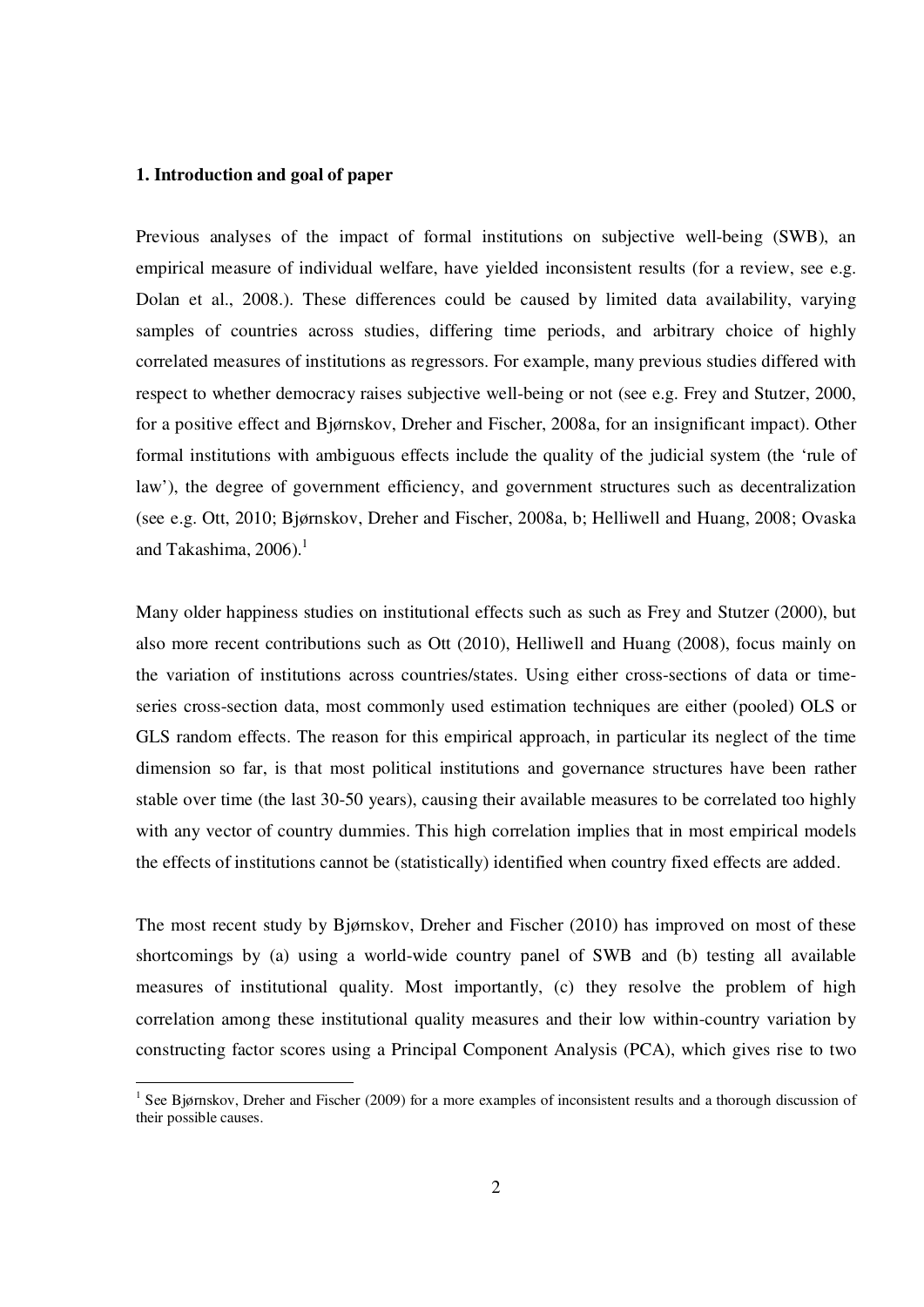### 1. Introduction and goal of paper

Previous analyses of the impact of formal institutions on subjective well-being (SWB), an empirical measure of individual welfare, have yielded inconsistent results (for a review, see e.g. Dolan et al., 2008.). These differences could be caused by limited data availability, varying samples of countries across studies, differing time periods, and arbitrary choice of highly correlated measures of institutions as regressors. For example, many previous studies differed with respect to whether democracy raises subjective well-being or not (see e.g. Frey and Stutzer, 2000, for a positive effect and Bjørnskov, Dreher and Fischer, 2008a, for an insignificant impact). Other formal institutions with ambiguous effects include the quality of the judicial system (the 'rule of law'), the degree of government efficiency, and government structures such as decentralization (see e.g. Ott, 2010; Bjørnskov, Dreher and Fischer, 2008a, b; Helliwell and Huang, 2008; Ovaska and Takashima, 2006).[1]

Many older happiness studies on institutional effects such as such as Frey and Stutzer (2000), but also more recent contributions such as Ott (2010), Helliwell and Huang (2008), focus mainly on the variation of institutions across countries/states. Using either cross-sections of data or time-series cross-section data, most commonly used estimation techniques are either (pooled) OLS or GLS random effects. The reason for this empirical approach, in particular its neglect of the time dimension so far, is that most political institutions and governance structures have been rather stable over time (the last 30-50 years), causing their available measures to be correlated too highly with any vector of country dummies. This high correlation implies that in most empirical models the effects of institutions cannot be (statistically) identified when country fixed effects are added.

The most recent study by Bjørnskov, Dreher and Fischer (2010) has improved on most of these shortcomings by (a) using a world-wide country panel of SWB and (b) testing all available measures of institutional quality. Most importantly, (c) they resolve the problem of high correlation among these institutional quality measures and their low within-country variation by constructing factor scores using a Principal Component Analysis (PCA), which gives rise to two

[1] See Bjørnskov, Dreher and Fischer (2009) for a more examples of inconsistent results and a thorough discussion of their possible causes.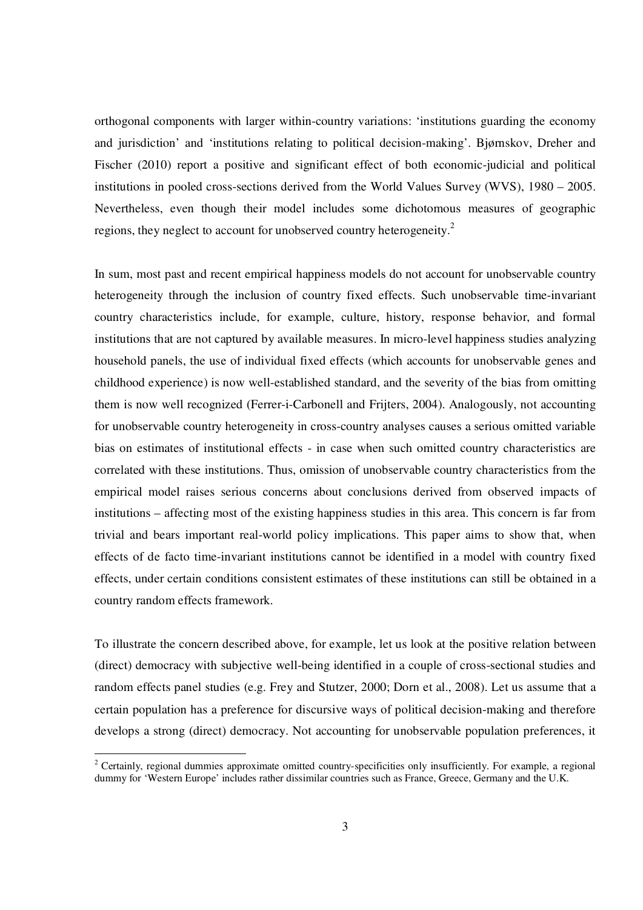orthogonal components with larger within-country variations: 'institutions guarding the economy and jurisdiction' and 'institutions relating to political decision-making'. Bjørnskov, Dreher and Fischer (2010) report a positive and significant effect of both economic-judicial and political institutions in pooled cross-sections derived from the World Values Survey (WVS), 1980 – 2005. Nevertheless, even though their model includes some dichotomous measures of geographic regions, they neglect to account for unobserved country heterogeneity.[2]

In sum, most past and recent empirical happiness models do not account for unobservable country heterogeneity through the inclusion of country fixed effects. Such unobservable time-invariant country characteristics include, for example, culture, history, response behavior, and formal institutions that are not captured by available measures. In micro-level happiness studies analyzing household panels, the use of individual fixed effects (which accounts for unobservable genes and childhood experience) is now well-established standard, and the severity of the bias from omitting them is now well recognized (Ferrer-i-Carbonell and Frijters, 2004). Analogously, not accounting for unobservable country heterogeneity in cross-country analyses causes a serious omitted variable bias on estimates of institutional effects - in case when such omitted country characteristics are correlated with these institutions. Thus, omission of unobservable country characteristics from the empirical model raises serious concerns about conclusions derived from observed impacts of institutions – affecting most of the existing happiness studies in this area. This concern is far from trivial and bears important real-world policy implications. This paper aims to show that, when effects of de facto time-invariant institutions cannot be identified in a model with country fixed effects, under certain conditions consistent estimates of these institutions can still be obtained in a country random effects framework.

To illustrate the concern described above, for example, let us look at the positive relation between (direct) democracy with subjective well-being identified in a couple of cross-sectional studies and random effects panel studies (e.g. Frey and Stutzer, 2000; Dorn et al., 2008). Let us assume that a certain population has a preference for discursive ways of political decision-making and therefore develops a strong (direct) democracy. Not accounting for unobservable population preferences, it

---

[2] Certainly, regional dummies approximate omitted country-specificities only insufficiently. For example, a regional dummy for 'Western Europe' includes rather dissimilar countries such as France, Greece, Germany and the U.K.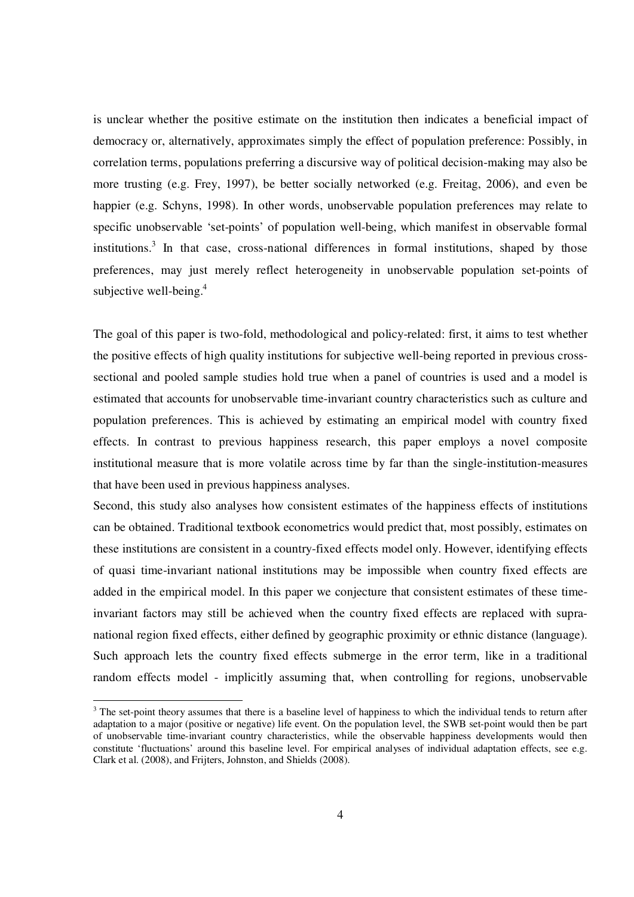is unclear whether the positive estimate on the institution then indicates a beneficial impact of democracy or, alternatively, approximates simply the effect of population preference: Possibly, in correlation terms, populations preferring a discursive way of political decision-making may also be more trusting (e.g. Frey, 1997), be better socially networked (e.g. Freitag, 2006), and even be happier (e.g. Schyns, 1998). In other words, unobservable population preferences may relate to specific unobservable 'set-points' of population well-being, which manifest in observable formal institutions.[3] In that case, cross-national differences in formal institutions, shaped by those preferences, may just merely reflect heterogeneity in unobservable population set-points of subjective well-being.[4]

The goal of this paper is two-fold, methodological and policy-related: first, it aims to test whether the positive effects of high quality institutions for subjective well-being reported in previous cross-sectional and pooled sample studies hold true when a panel of countries is used and a model is estimated that accounts for unobservable time-invariant country characteristics such as culture and population preferences. This is achieved by estimating an empirical model with country fixed effects. In contrast to previous happiness research, this paper employs a novel composite institutional measure that is more volatile across time by far than the single-institution-measures that have been used in previous happiness analyses.

Second, this study also analyses how consistent estimates of the happiness effects of institutions can be obtained. Traditional textbook econometrics would predict that, most possibly, estimates on these institutions are consistent in a country-fixed effects model only. However, identifying effects of quasi time-invariant national institutions may be impossible when country fixed effects are added in the empirical model. In this paper we conjecture that consistent estimates of these time-invariant factors may still be achieved when the country fixed effects are replaced with supra-national region fixed effects, either defined by geographic proximity or ethnic distance (language). Such approach lets the country fixed effects submerge in the error term, like in a traditional random effects model - implicitly assuming that, when controlling for regions, unobservable

[3] The set-point theory assumes that there is a baseline level of happiness to which the individual tends to return after adaptation to a major (positive or negative) life event. On the population level, the SWB set-point would then be part of unobservable time-invariant country characteristics, while the observable happiness developments would then constitute 'fluctuations' around this baseline level. For empirical analyses of individual adaptation effects, see e.g. Clark et al. (2008), and Frijters, Johnston, and Shields (2008).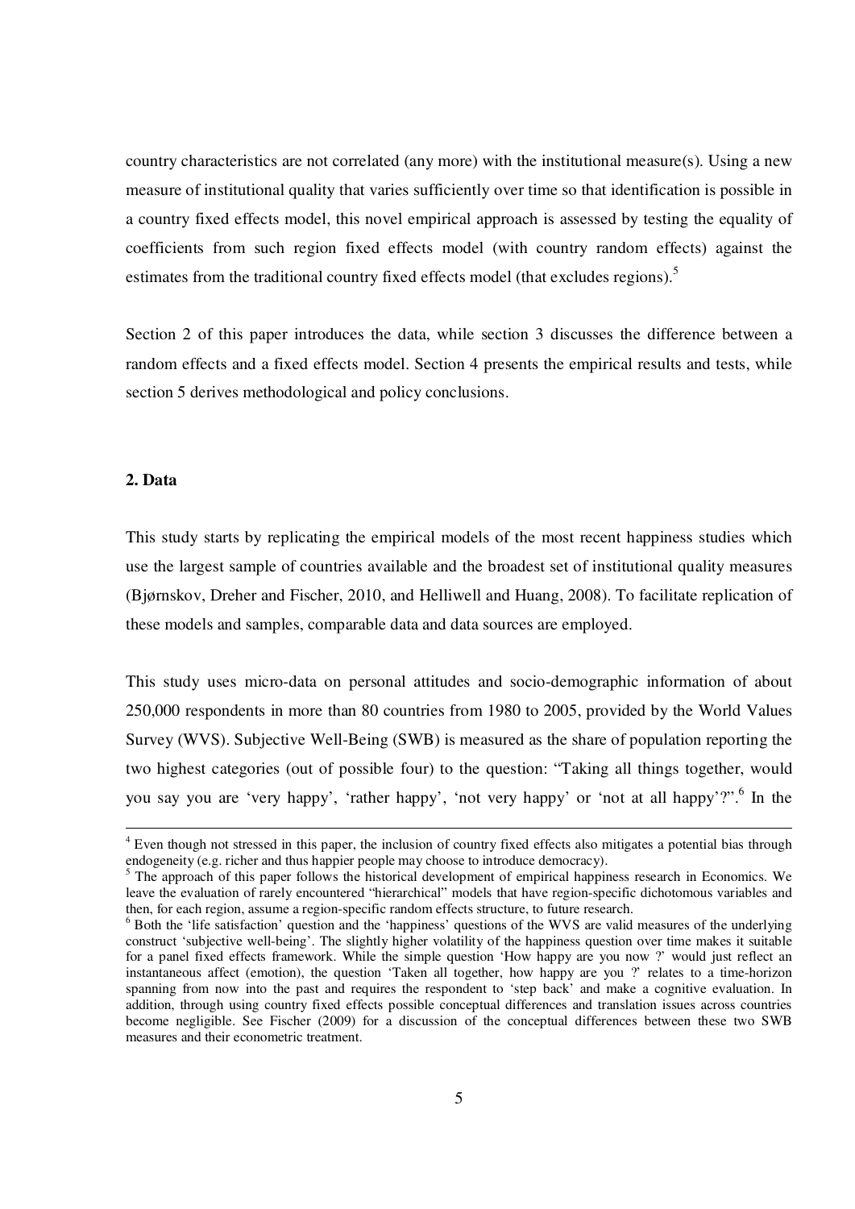country characteristics are not correlated (any more) with the institutional measure(s). Using a new measure of institutional quality that varies sufficiently over time so that identification is possible in a country fixed effects model, this novel empirical approach is assessed by testing the equality of coefficients from such region fixed effects model (with country random effects) against the estimates from the traditional country fixed effects model (that excludes regions).[5]

Section 2 of this paper introduces the data, while section 3 discusses the difference between a random effects and a fixed effects model. Section 4 presents the empirical results and tests, while section 5 derives methodological and policy conclusions.

## 2. Data

This study starts by replicating the empirical models of the most recent happiness studies which use the largest sample of countries available and the broadest set of institutional quality measures (Bjørnskov, Dreher and Fischer, 2010, and Helliwell and Huang, 2008). To facilitate replication of these models and samples, comparable data and data sources are employed.

This study uses micro-data on personal attitudes and socio-demographic information of about 250,000 respondents in more than 80 countries from 1980 to 2005, provided by the World Values Survey (WVS). Subjective Well-Being (SWB) is measured as the share of population reporting the two highest categories (out of possible four) to the question: "Taking all things together, would you say you are 'very happy', 'rather happy', 'not very happy' or 'not at all happy'?".[6] In the

---

[4] Even though not stressed in this paper, the inclusion of country fixed effects also mitigates a potential bias through endogeneity (e.g. richer and thus happier people may choose to introduce democracy).

[5] The approach of this paper follows the historical development of empirical happiness research in Economics. We leave the evaluation of rarely encountered "hierarchical" models that have region-specific dichotomous variables and then, for each region, assume a region-specific random effects structure, to future research.

[6] Both the 'life satisfaction' question and the 'happiness' questions of the WVS are valid measures of the underlying construct 'subjective well-being'. The slightly higher volatility of the happiness question over time makes it suitable for a panel fixed effects framework. While the simple question 'How happy are you now ?' would just reflect an instantaneous affect (emotion), the question 'Taken all together, how happy are you ?' relates to a time-horizon spanning from now into the past and requires the respondent to 'step back' and make a cognitive evaluation. In addition, through using country fixed effects possible conceptual differences and translation issues across countries become negligible. See Fischer (2009) for a discussion of the conceptual differences between these two SWB measures and their econometric treatment.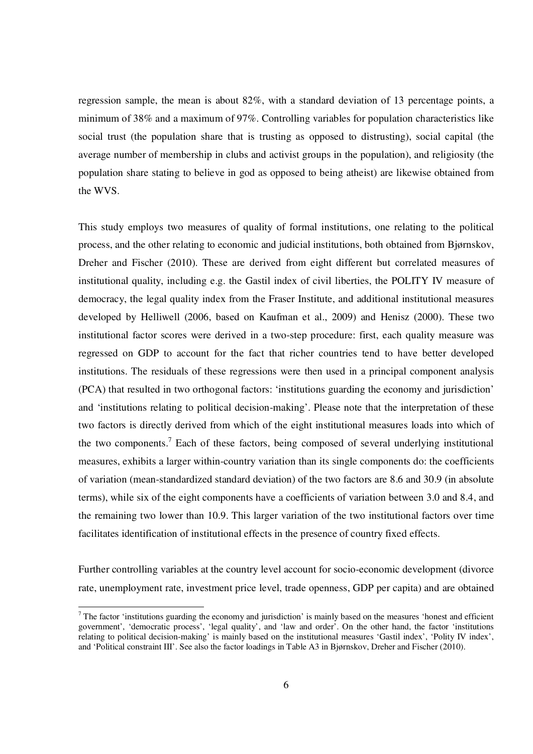regression sample, the mean is about 82%, with a standard deviation of 13 percentage points, a minimum of 38% and a maximum of 97%. Controlling variables for population characteristics like social trust (the population share that is trusting as opposed to distrusting), social capital (the average number of membership in clubs and activist groups in the population), and religiosity (the population share stating to believe in god as opposed to being atheist) are likewise obtained from the WVS.

This study employs two measures of quality of formal institutions, one relating to the political process, and the other relating to economic and judicial institutions, both obtained from Bjørnskov, Dreher and Fischer (2010). These are derived from eight different but correlated measures of institutional quality, including e.g. the Gastil index of civil liberties, the POLITY IV measure of democracy, the legal quality index from the Fraser Institute, and additional institutional measures developed by Helliwell (2006, based on Kaufman et al., 2009) and Henisz (2000). These two institutional factor scores were derived in a two-step procedure: first, each quality measure was regressed on GDP to account for the fact that richer countries tend to have better developed institutions. The residuals of these regressions were then used in a principal component analysis (PCA) that resulted in two orthogonal factors: 'institutions guarding the economy and jurisdiction' and 'institutions relating to political decision-making'. Please note that the interpretation of these two factors is directly derived from which of the eight institutional measures loads into which of the two components.[7] Each of these factors, being composed of several underlying institutional measures, exhibits a larger within-country variation than its single components do: the coefficients of variation (mean-standardized standard deviation) of the two factors are 8.6 and 30.9 (in absolute terms), while six of the eight components have a coefficients of variation between 3.0 and 8.4, and the remaining two lower than 10.9. This larger variation of the two institutional factors over time facilitates identification of institutional effects in the presence of country fixed effects.

Further controlling variables at the country level account for socio-economic development (divorce rate, unemployment rate, investment price level, trade openness, GDP per capita) and are obtained

[7] The factor 'institutions guarding the economy and jurisdiction' is mainly based on the measures 'honest and efficient government', 'democratic process', 'legal quality', and 'law and order'. On the other hand, the factor 'institutions relating to political decision-making' is mainly based on the institutional measures 'Gastil index', 'Polity IV index', and 'Political constraint III'. See also the factor loadings in Table A3 in Bjørnskov, Dreher and Fischer (2010).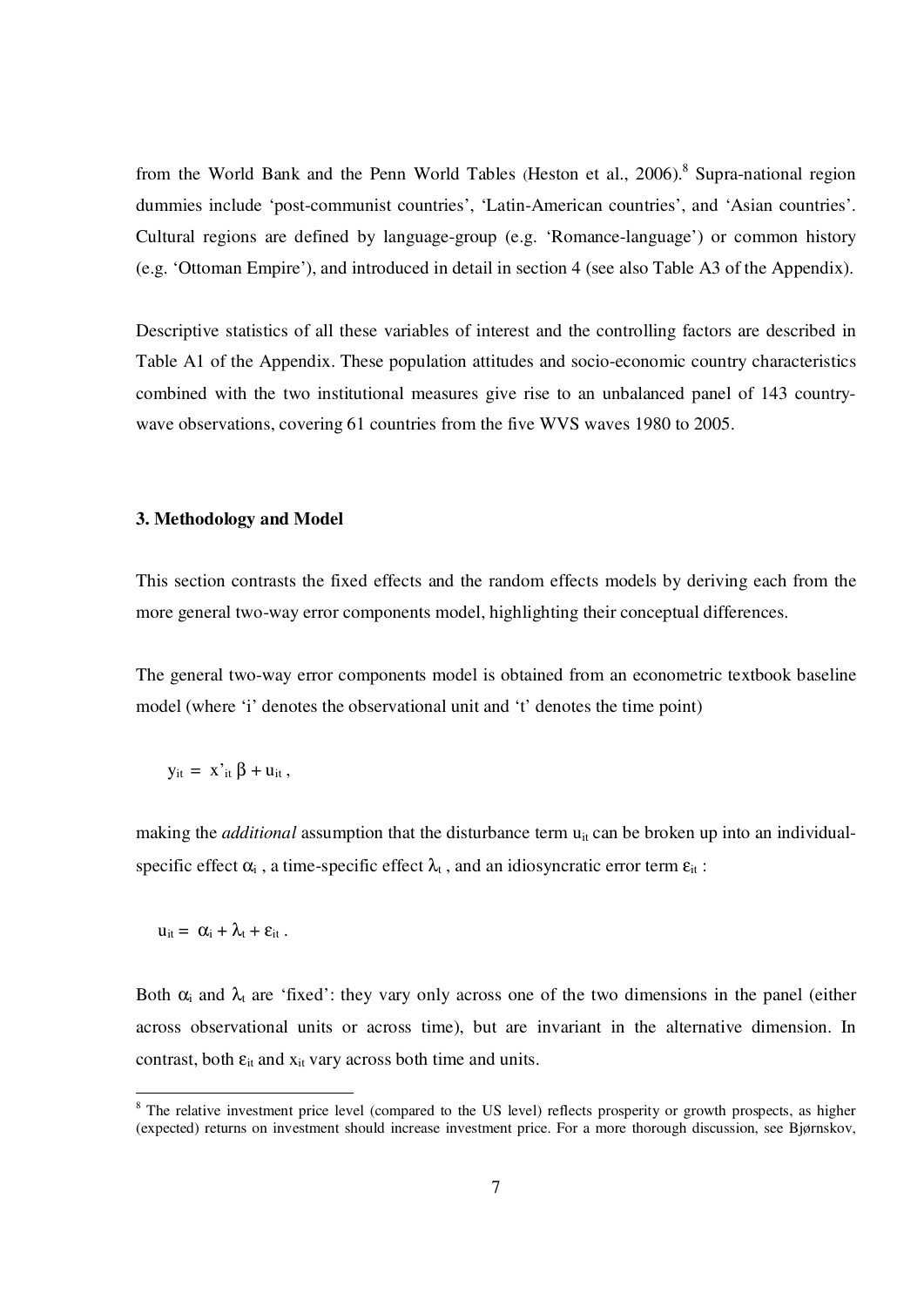from the World Bank and the Penn World Tables (Heston et al., 2006).[8] Supra-national region dummies include 'post-communist countries', 'Latin-American countries', and 'Asian countries'. Cultural regions are defined by language-group (e.g. 'Romance-language') or common history (e.g. 'Ottoman Empire'), and introduced in detail in section 4 (see also Table A3 of the Appendix).

Descriptive statistics of all these variables of interest and the controlling factors are described in Table A1 of the Appendix. These population attitudes and socio-economic country characteristics combined with the two institutional measures give rise to an unbalanced panel of 143 country-wave observations, covering 61 countries from the five WVS waves 1980 to 2005.

### 3. Methodology and Model

This section contrasts the fixed effects and the random effects models by deriving each from the more general two-way error components model, highlighting their conceptual differences.

The general two-way error components model is obtained from an econometric textbook baseline model (where 'i' denotes the observational unit and 't' denotes the time point)

$$y_{it} = x'_{it}\,\beta + u_{it}\,,$$

making the *additional* assumption that the disturbance term $u_{it}$ can be broken up into an individual-specific effect $\alpha_i$, a time-specific effect $\lambda_t$, and an idiosyncratic error term $\varepsilon_{it}$:

$$u_{it} = \alpha_i + \lambda_t + \varepsilon_{it}\,.$$

Both $\alpha_i$ and $\lambda_t$ are 'fixed': they vary only across one of the two dimensions in the panel (either across observational units or across time), but are invariant in the alternative dimension. In contrast, both $\varepsilon_{it}$ and $x_{it}$ vary across both time and units.

---

[8] The relative investment price level (compared to the US level) reflects prosperity or growth prospects, as higher (expected) returns on investment should increase investment price. For a more thorough discussion, see Bjørnskov,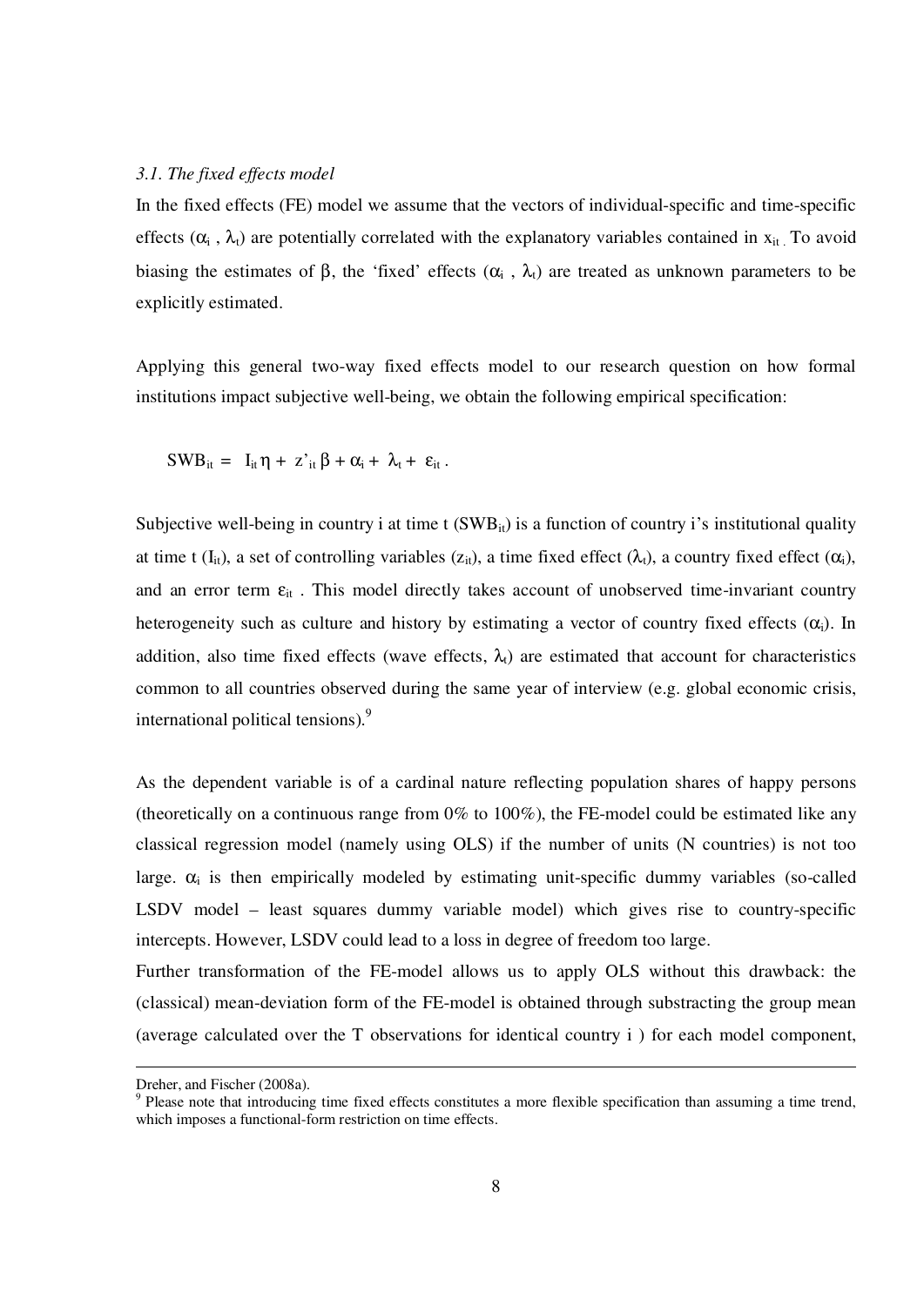*3.1. The fixed effects model*

In the fixed effects (FE) model we assume that the vectors of individual-specific and time-specific effects ($\alpha_i$ , $\lambda_t$) are potentially correlated with the explanatory variables contained in $x_{it}$. To avoid biasing the estimates of $\beta$, the 'fixed' effects ($\alpha_i$ , $\lambda_t$) are treated as unknown parameters to be explicitly estimated.

Applying this general two-way fixed effects model to our research question on how formal institutions impact subjective well-being, we obtain the following empirical specification:

$$SWB_{it} = I_{it}\eta + z'_{it}\beta + \alpha_i + \lambda_t + \varepsilon_{it} .$$

Subjective well-being in country i at time t ($SWB_{it}$) is a function of country i's institutional quality at time t ($I_{it}$), a set of controlling variables ($z_{it}$), a time fixed effect ($\lambda_t$), a country fixed effect ($\alpha_i$), and an error term $\varepsilon_{it}$ . This model directly takes account of unobserved time-invariant country heterogeneity such as culture and history by estimating a vector of country fixed effects ($\alpha_i$). In addition, also time fixed effects (wave effects, $\lambda_t$) are estimated that account for characteristics common to all countries observed during the same year of interview (e.g. global economic crisis, international political tensions).[9]

As the dependent variable is of a cardinal nature reflecting population shares of happy persons (theoretically on a continuous range from 0% to 100%), the FE-model could be estimated like any classical regression model (namely using OLS) if the number of units (N countries) is not too large. $\alpha_i$ is then empirically modeled by estimating unit-specific dummy variables (so-called LSDV model – least squares dummy variable model) which gives rise to country-specific intercepts. However, LSDV could lead to a loss in degree of freedom too large.

Further transformation of the FE-model allows us to apply OLS without this drawback: the (classical) mean-deviation form of the FE-model is obtained through substracting the group mean (average calculated over the T observations for identical country i ) for each model component,

---

Dreher, and Fischer (2008a).

[9] Please note that introducing time fixed effects constitutes a more flexible specification than assuming a time trend, which imposes a functional-form restriction on time effects.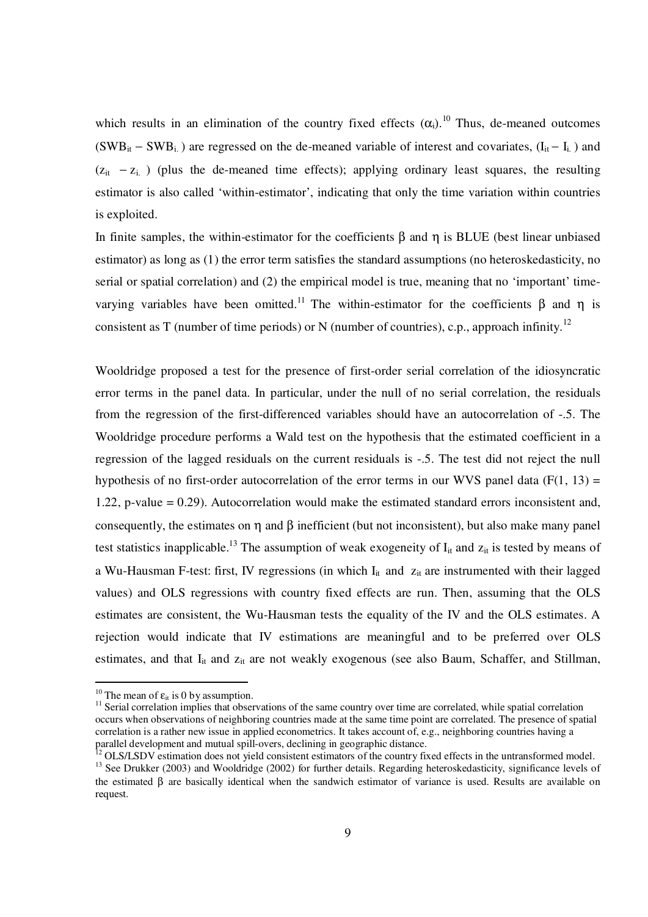which results in an elimination of the country fixed effects ($\alpha_i$).[10] Thus, de-meaned outcomes ($SWB_{it} - SWB_{i.}$) are regressed on the de-meaned variable of interest and covariates, ($I_{it} - I_{i.}$) and ($z_{it} - z_{i.}$) (plus the de-meaned time effects); applying ordinary least squares, the resulting estimator is also called 'within-estimator', indicating that only the time variation within countries is exploited.

In finite samples, the within-estimator for the coefficients $\beta$ and $\eta$ is BLUE (best linear unbiased estimator) as long as (1) the error term satisfies the standard assumptions (no heteroskedasticity, no serial or spatial correlation) and (2) the empirical model is true, meaning that no 'important' time-varying variables have been omitted.[11] The within-estimator for the coefficients $\beta$ and $\eta$ is consistent as T (number of time periods) or N (number of countries), c.p., approach infinity.[12]

Wooldridge proposed a test for the presence of first-order serial correlation of the idiosyncratic error terms in the panel data. In particular, under the null of no serial correlation, the residuals from the regression of the first-differenced variables should have an autocorrelation of -.5. The Wooldridge procedure performs a Wald test on the hypothesis that the estimated coefficient in a regression of the lagged residuals on the current residuals is -.5. The test did not reject the null hypothesis of no first-order autocorrelation of the error terms in our WVS panel data ($F(1, 13) = 1.22$, p-value = 0.29). Autocorrelation would make the estimated standard errors inconsistent and, consequently, the estimates on $\eta$ and $\beta$ inefficient (but not inconsistent), but also make many panel test statistics inapplicable.[13] The assumption of weak exogeneity of $I_{it}$ and $z_{it}$ is tested by means of a Wu-Hausman F-test: first, IV regressions (in which $I_{it}$ and $z_{it}$ are instrumented with their lagged values) and OLS regressions with country fixed effects are run. Then, assuming that the OLS estimates are consistent, the Wu-Hausman tests the equality of the IV and the OLS estimates. A rejection would indicate that IV estimations are meaningful and to be preferred over OLS estimates, and that $I_{it}$ and $z_{it}$ are not weakly exogenous (see also Baum, Schaffer, and Stillman,

---

[10] The mean of $\varepsilon_{it}$ is 0 by assumption.

[11] Serial correlation implies that observations of the same country over time are correlated, while spatial correlation occurs when observations of neighboring countries made at the same time point are correlated. The presence of spatial correlation is a rather new issue in applied econometrics. It takes account of, e.g., neighboring countries having a parallel development and mutual spill-overs, declining in geographic distance.

[12] OLS/LSDV estimation does not yield consistent estimators of the country fixed effects in the untransformed model.

[13] See Drukker (2003) and Wooldridge (2002) for further details. Regarding heteroskedasticity, significance levels of the estimated $\beta$ are basically identical when the sandwich estimator of variance is used. Results are available on request.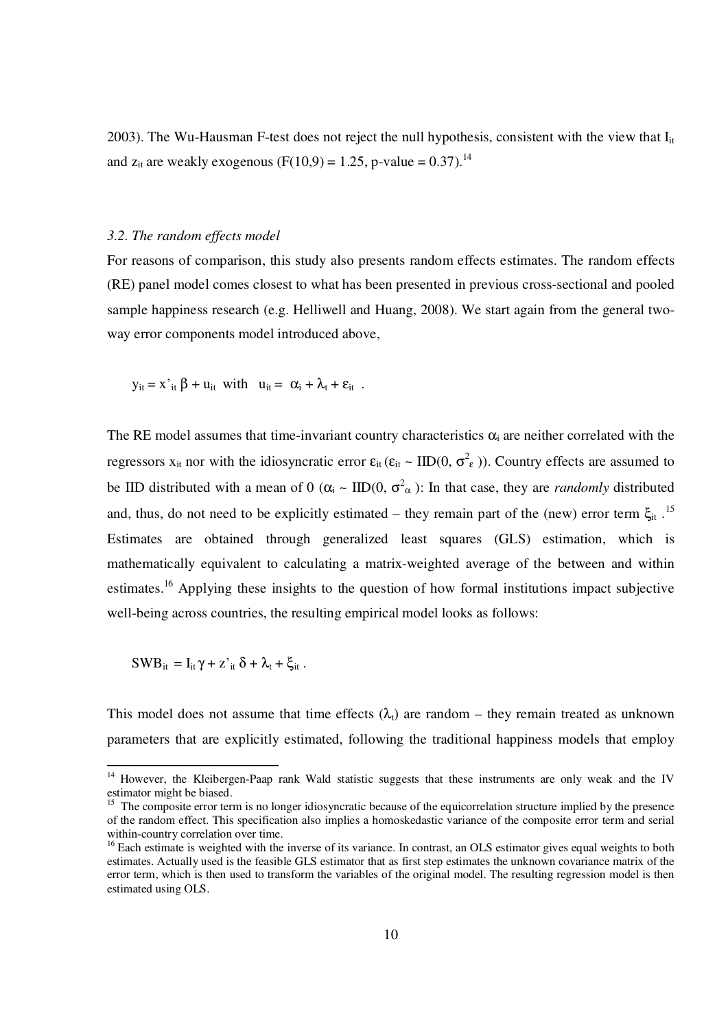2003). The Wu-Hausman F-test does not reject the null hypothesis, consistent with the view that $I_{it}$ and $z_{it}$ are weakly exogenous ($F(10,9) = 1.25$, p-value = 0.37).[14]

### *3.2. The random effects model*

For reasons of comparison, this study also presents random effects estimates. The random effects (RE) panel model comes closest to what has been presented in previous cross-sectional and pooled sample happiness research (e.g. Helliwell and Huang, 2008). We start again from the general two-way error components model introduced above,

$$y_{it} = x'_{it}\,\beta + u_{it} \;\; \text{with} \;\; u_{it} = \alpha_i + \lambda_t + \varepsilon_{it} \;.$$

The RE model assumes that time-invariant country characteristics $\alpha_i$ are neither correlated with the regressors $x_{it}$ nor with the idiosyncratic error $\varepsilon_{it}$ ($\varepsilon_{it} \sim \text{IID}(0, \sigma^2_\varepsilon)$). Country effects are assumed to be IID distributed with a mean of 0 ($\alpha_i \sim \text{IID}(0, \sigma^2_\alpha)$: In that case, they are *randomly* distributed and, thus, do not need to be explicitly estimated – they remain part of the (new) error term $\xi_{it}$.[15] Estimates are obtained through generalized least squares (GLS) estimation, which is mathematically equivalent to calculating a matrix-weighted average of the between and within estimates.[16] Applying these insights to the question of how formal institutions impact subjective well-being across countries, the resulting empirical model looks as follows:

$$SWB_{it} = I_{it}\,\gamma + z'_{it}\,\delta + \lambda_t + \xi_{it} \,.$$

This model does not assume that time effects ($\lambda_t$) are random – they remain treated as unknown parameters that are explicitly estimated, following the traditional happiness models that employ

---

[14] However, the Kleibergen-Paap rank Wald statistic suggests that these instruments are only weak and the IV estimator might be biased.

[15] The composite error term is no longer idiosyncratic because of the equicorrelation structure implied by the presence of the random effect. This specification also implies a homoskedastic variance of the composite error term and serial within-country correlation over time.

[16] Each estimate is weighted with the inverse of its variance. In contrast, an OLS estimator gives equal weights to both estimates. Actually used is the feasible GLS estimator that as first step estimates the unknown covariance matrix of the error term, which is then used to transform the variables of the original model. The resulting regression model is then estimated using OLS.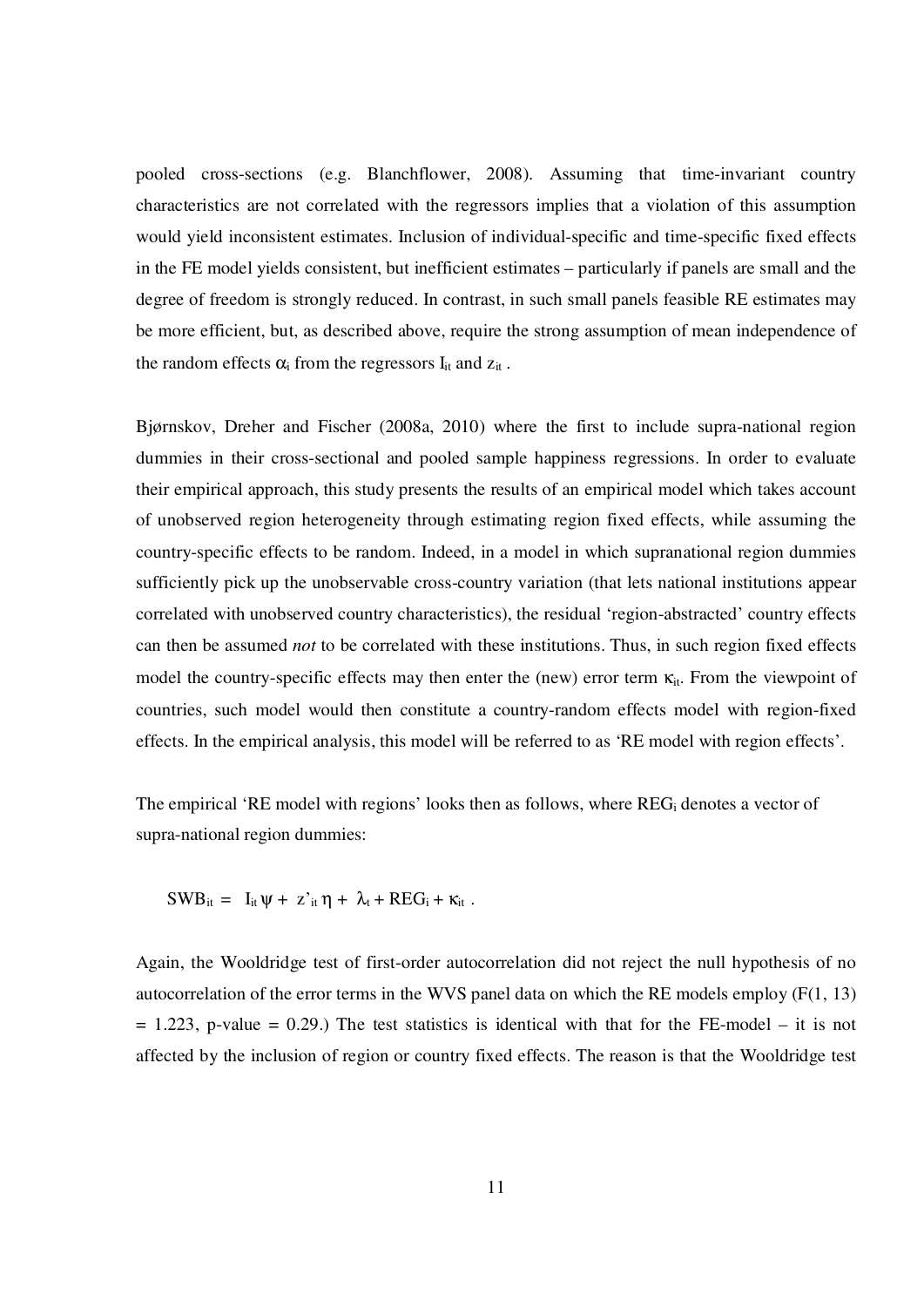pooled cross-sections (e.g. Blanchflower, 2008). Assuming that time-invariant country characteristics are not correlated with the regressors implies that a violation of this assumption would yield inconsistent estimates. Inclusion of individual-specific and time-specific fixed effects in the FE model yields consistent, but inefficient estimates – particularly if panels are small and the degree of freedom is strongly reduced. In contrast, in such small panels feasible RE estimates may be more efficient, but, as described above, require the strong assumption of mean independence of the random effects $\alpha_i$ from the regressors $I_{it}$ and $z_{it}$ .

Bjørnskov, Dreher and Fischer (2008a, 2010) where the first to include supra-national region dummies in their cross-sectional and pooled sample happiness regressions. In order to evaluate their empirical approach, this study presents the results of an empirical model which takes account of unobserved region heterogeneity through estimating region fixed effects, while assuming the country-specific effects to be random. Indeed, in a model in which supranational region dummies sufficiently pick up the unobservable cross-country variation (that lets national institutions appear correlated with unobserved country characteristics), the residual 'region-abstracted' country effects can then be assumed *not* to be correlated with these institutions. Thus, in such region fixed effects model the country-specific effects may then enter the (new) error term $\kappa_{it}$. From the viewpoint of countries, such model would then constitute a country-random effects model with region-fixed effects. In the empirical analysis, this model will be referred to as 'RE model with region effects'.

The empirical 'RE model with regions' looks then as follows, where $REG_i$ denotes a vector of supra-national region dummies:

$$SWB_{it} = I_{it}\,\psi + z'_{it}\,\eta + \lambda_t + REG_i + \kappa_{it} .$$

Again, the Wooldridge test of first-order autocorrelation did not reject the null hypothesis of no autocorrelation of the error terms in the WVS panel data on which the RE models employ ($F(1, 13) = 1.223$, p-value = 0.29.) The test statistics is identical with that for the FE-model – it is not affected by the inclusion of region or country fixed effects. The reason is that the Wooldridge test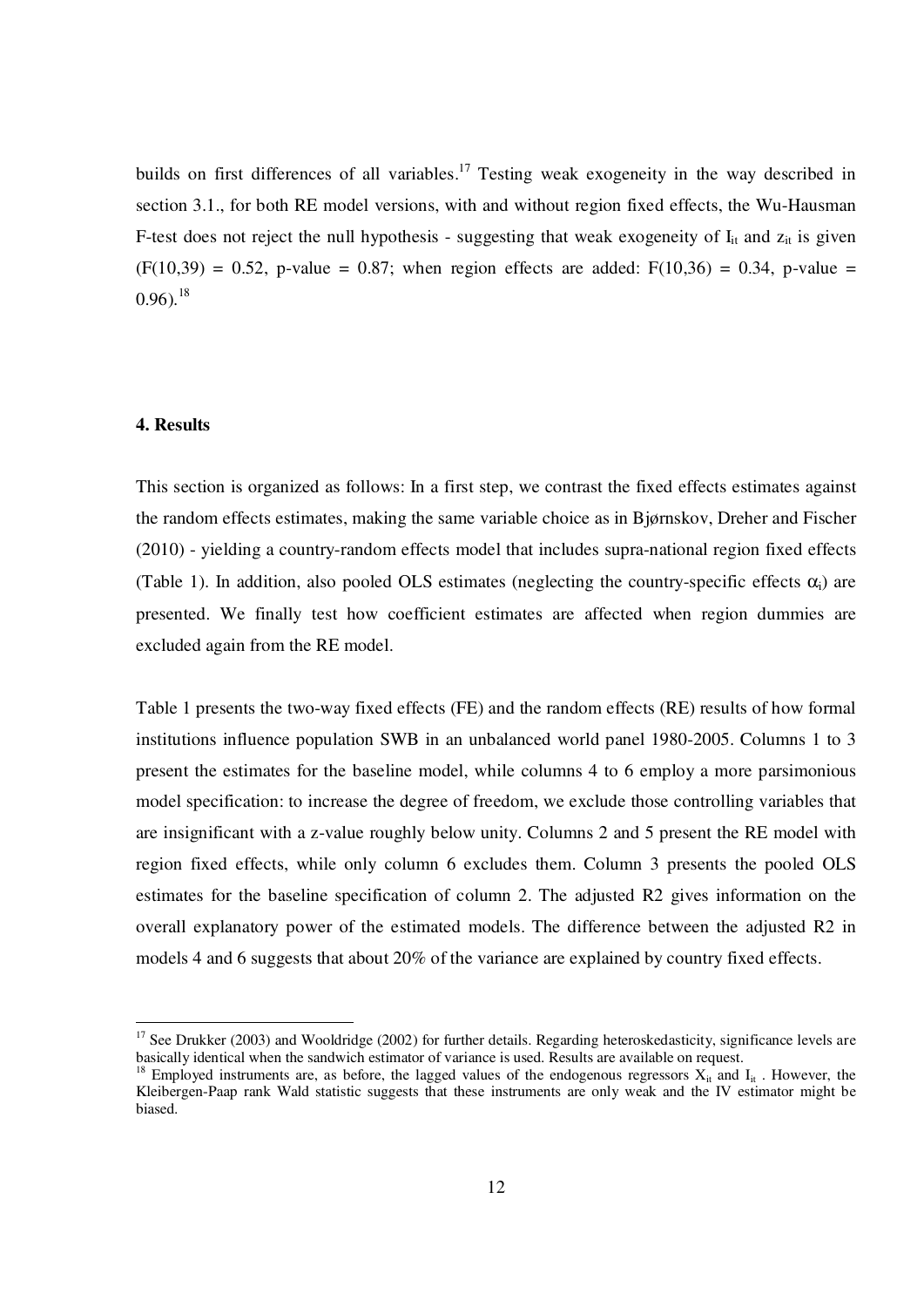builds on first differences of all variables.[17] Testing weak exogeneity in the way described in section 3.1., for both RE model versions, with and without region fixed effects, the Wu-Hausman F-test does not reject the null hypothesis - suggesting that weak exogeneity of $I_{it}$ and $z_{it}$ is given ($F(10,39) = 0.52$, p-value = 0.87; when region effects are added: $F(10,36) = 0.34$, p-value = 0.96).[18]

#### 4. Results

This section is organized as follows: In a first step, we contrast the fixed effects estimates against the random effects estimates, making the same variable choice as in Bjørnskov, Dreher and Fischer (2010) - yielding a country-random effects model that includes supra-national region fixed effects (Table 1). In addition, also pooled OLS estimates (neglecting the country-specific effects $\alpha_i$) are presented. We finally test how coefficient estimates are affected when region dummies are excluded again from the RE model.

Table 1 presents the two-way fixed effects (FE) and the random effects (RE) results of how formal institutions influence population SWB in an unbalanced world panel 1980-2005. Columns 1 to 3 present the estimates for the baseline model, while columns 4 to 6 employ a more parsimonious model specification: to increase the degree of freedom, we exclude those controlling variables that are insignificant with a z-value roughly below unity. Columns 2 and 5 present the RE model with region fixed effects, while only column 6 excludes them. Column 3 presents the pooled OLS estimates for the baseline specification of column 2. The adjusted R2 gives information on the overall explanatory power of the estimated models. The difference between the adjusted R2 in models 4 and 6 suggests that about 20% of the variance are explained by country fixed effects.

---

[17] See Drukker (2003) and Wooldridge (2002) for further details. Regarding heteroskedasticity, significance levels are basically identical when the sandwich estimator of variance is used. Results are available on request.

[18] Employed instruments are, as before, the lagged values of the endogenous regressors $X_{it}$ and $I_{it}$ . However, the Kleibergen-Paap rank Wald statistic suggests that these instruments are only weak and the IV estimator might be biased.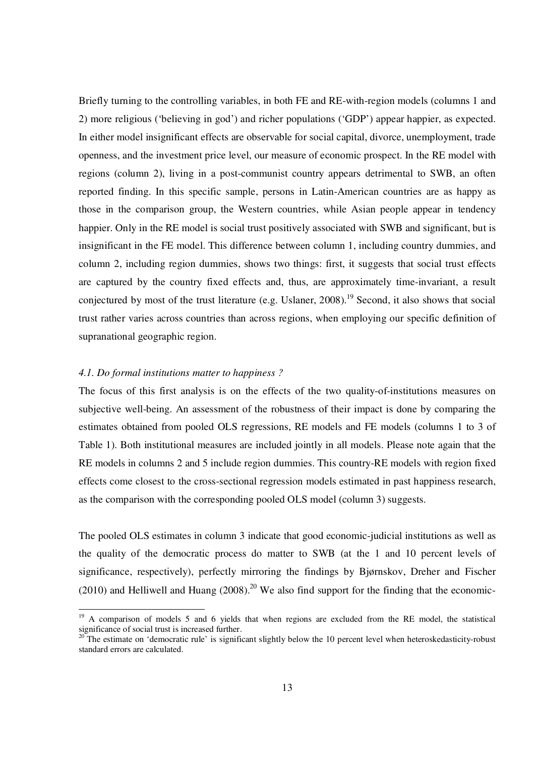Briefly turning to the controlling variables, in both FE and RE-with-region models (columns 1 and 2) more religious ('believing in god') and richer populations ('GDP') appear happier, as expected. In either model insignificant effects are observable for social capital, divorce, unemployment, trade openness, and the investment price level, our measure of economic prospect. In the RE model with regions (column 2), living in a post-communist country appears detrimental to SWB, an often reported finding. In this specific sample, persons in Latin-American countries are as happy as those in the comparison group, the Western countries, while Asian people appear in tendency happier. Only in the RE model is social trust positively associated with SWB and significant, but is insignificant in the FE model. This difference between column 1, including country dummies, and column 2, including region dummies, shows two things: first, it suggests that social trust effects are captured by the country fixed effects and, thus, are approximately time-invariant, a result conjectured by most of the trust literature (e.g. Uslaner, 2008).[19] Second, it also shows that social trust rather varies across countries than across regions, when employing our specific definition of supranational geographic region.

### *4.1. Do formal institutions matter to happiness ?*

The focus of this first analysis is on the effects of the two quality-of-institutions measures on subjective well-being. An assessment of the robustness of their impact is done by comparing the estimates obtained from pooled OLS regressions, RE models and FE models (columns 1 to 3 of Table 1). Both institutional measures are included jointly in all models. Please note again that the RE models in columns 2 and 5 include region dummies. This country-RE models with region fixed effects come closest to the cross-sectional regression models estimated in past happiness research, as the comparison with the corresponding pooled OLS model (column 3) suggests.

The pooled OLS estimates in column 3 indicate that good economic-judicial institutions as well as the quality of the democratic process do matter to SWB (at the 1 and 10 percent levels of significance, respectively), perfectly mirroring the findings by Bjørnskov, Dreher and Fischer (2010) and Helliwell and Huang (2008).[20] We also find support for the finding that the economic-

---

[19] A comparison of models 5 and 6 yields that when regions are excluded from the RE model, the statistical significance of social trust is increased further.

[20] The estimate on 'democratic rule' is significant slightly below the 10 percent level when heteroskedasticity-robust standard errors are calculated.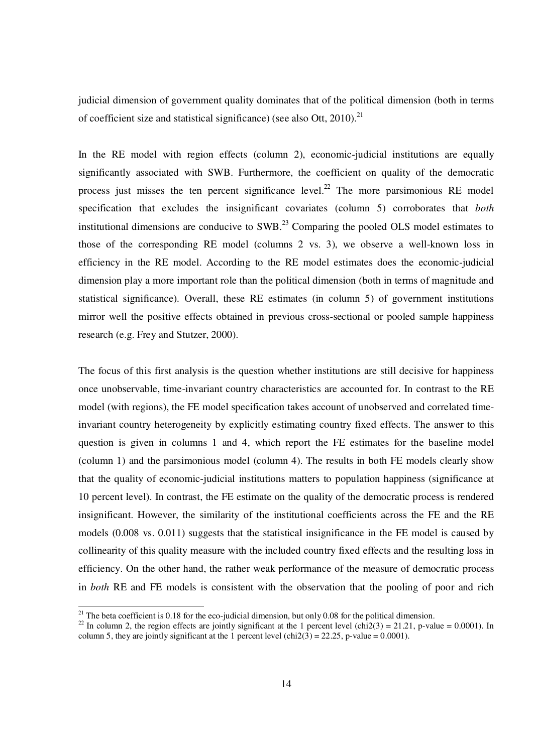judicial dimension of government quality dominates that of the political dimension (both in terms of coefficient size and statistical significance) (see also Ott, 2010).[21]

In the RE model with region effects (column 2), economic-judicial institutions are equally significantly associated with SWB. Furthermore, the coefficient on quality of the democratic process just misses the ten percent significance level.[22] The more parsimonious RE model specification that excludes the insignificant covariates (column 5) corroborates that *both* institutional dimensions are conducive to SWB.[23] Comparing the pooled OLS model estimates to those of the corresponding RE model (columns 2 vs. 3), we observe a well-known loss in efficiency in the RE model. According to the RE model estimates does the economic-judicial dimension play a more important role than the political dimension (both in terms of magnitude and statistical significance). Overall, these RE estimates (in column 5) of government institutions mirror well the positive effects obtained in previous cross-sectional or pooled sample happiness research (e.g. Frey and Stutzer, 2000).

The focus of this first analysis is the question whether institutions are still decisive for happiness once unobservable, time-invariant country characteristics are accounted for. In contrast to the RE model (with regions), the FE model specification takes account of unobserved and correlated time-invariant country heterogeneity by explicitly estimating country fixed effects. The answer to this question is given in columns 1 and 4, which report the FE estimates for the baseline model (column 1) and the parsimonious model (column 4). The results in both FE models clearly show that the quality of economic-judicial institutions matters to population happiness (significance at 10 percent level). In contrast, the FE estimate on the quality of the democratic process is rendered insignificant. However, the similarity of the institutional coefficients across the FE and the RE models (0.008 vs. 0.011) suggests that the statistical insignificance in the FE model is caused by collinearity of this quality measure with the included country fixed effects and the resulting loss in efficiency. On the other hand, the rather weak performance of the measure of democratic process in *both* RE and FE models is consistent with the observation that the pooling of poor and rich

---

[21] The beta coefficient is 0.18 for the eco-judicial dimension, but only 0.08 for the political dimension.

[22] In column 2, the region effects are jointly significant at the 1 percent level (chi2(3) = 21.21, p-value = 0.0001). In column 5, they are jointly significant at the 1 percent level (chi2(3) = 22.25, p-value = 0.0001).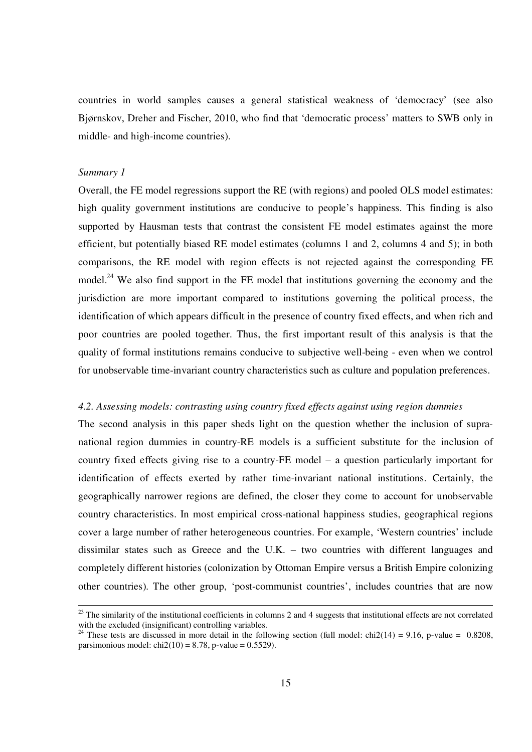countries in world samples causes a general statistical weakness of 'democracy' (see also Bjørnskov, Dreher and Fischer, 2010, who find that 'democratic process' matters to SWB only in middle- and high-income countries).

*Summary 1*

Overall, the FE model regressions support the RE (with regions) and pooled OLS model estimates: high quality government institutions are conducive to people's happiness. This finding is also supported by Hausman tests that contrast the consistent FE model estimates against the more efficient, but potentially biased RE model estimates (columns 1 and 2, columns 4 and 5); in both comparisons, the RE model with region effects is not rejected against the corresponding FE model.[24] We also find support in the FE model that institutions governing the economy and the jurisdiction are more important compared to institutions governing the political process, the identification of which appears difficult in the presence of country fixed effects, and when rich and poor countries are pooled together. Thus, the first important result of this analysis is that the quality of formal institutions remains conducive to subjective well-being - even when we control for unobservable time-invariant country characteristics such as culture and population preferences.

*4.2. Assessing models: contrasting using country fixed effects against using region dummies*

The second analysis in this paper sheds light on the question whether the inclusion of supra-national region dummies in country-RE models is a sufficient substitute for the inclusion of country fixed effects giving rise to a country-FE model – a question particularly important for identification of effects exerted by rather time-invariant national institutions. Certainly, the geographically narrower regions are defined, the closer they come to account for unobservable country characteristics. In most empirical cross-national happiness studies, geographical regions cover a large number of rather heterogeneous countries. For example, 'Western countries' include dissimilar states such as Greece and the U.K. – two countries with different languages and completely different histories (colonization by Ottoman Empire versus a British Empire colonizing other countries). The other group, 'post-communist countries', includes countries that are now

---

[23] The similarity of the institutional coefficients in columns 2 and 4 suggests that institutional effects are not correlated with the excluded (insignificant) controlling variables.

[24] These tests are discussed in more detail in the following section (full model: chi2(14) = 9.16, p-value = 0.8208, parsimonious model: chi2(10) = 8.78, p-value = 0.5529).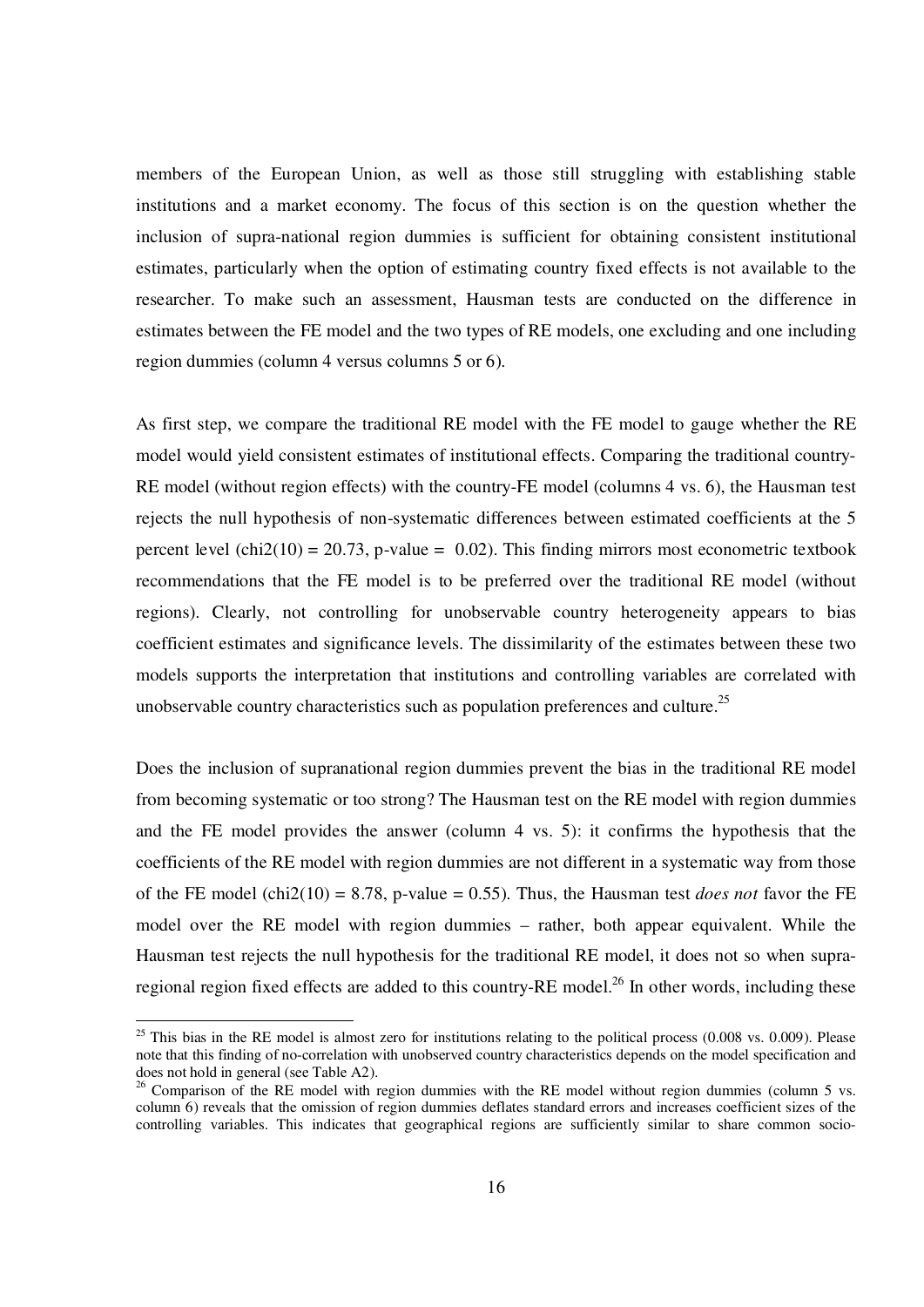members of the European Union, as well as those still struggling with establishing stable institutions and a market economy. The focus of this section is on the question whether the inclusion of supra-national region dummies is sufficient for obtaining consistent institutional estimates, particularly when the option of estimating country fixed effects is not available to the researcher. To make such an assessment, Hausman tests are conducted on the difference in estimates between the FE model and the two types of RE models, one excluding and one including region dummies (column 4 versus columns 5 or 6).

As first step, we compare the traditional RE model with the FE model to gauge whether the RE model would yield consistent estimates of institutional effects. Comparing the traditional country-RE model (without region effects) with the country-FE model (columns 4 vs. 6), the Hausman test rejects the null hypothesis of non-systematic differences between estimated coefficients at the 5 percent level ($\text{chi2}(10) = 20.73$, p-value = 0.02). This finding mirrors most econometric textbook recommendations that the FE model is to be preferred over the traditional RE model (without regions). Clearly, not controlling for unobservable country heterogeneity appears to bias coefficient estimates and significance levels. The dissimilarity of the estimates between these two models supports the interpretation that institutions and controlling variables are correlated with unobservable country characteristics such as population preferences and culture.[25]

Does the inclusion of supranational region dummies prevent the bias in the traditional RE model from becoming systematic or too strong? The Hausman test on the RE model with region dummies and the FE model provides the answer (column 4 vs. 5): it confirms the hypothesis that the coefficients of the RE model with region dummies are not different in a systematic way from those of the FE model ($\text{chi2}(10) = 8.78$, p-value = 0.55). Thus, the Hausman test *does not* favor the FE model over the RE model with region dummies – rather, both appear equivalent. While the Hausman test rejects the null hypothesis for the traditional RE model, it does not so when supra-regional region fixed effects are added to this country-RE model.[26] In other words, including these

[25] This bias in the RE model is almost zero for institutions relating to the political process (0.008 vs. 0.009). Please note that this finding of no-correlation with unobserved country characteristics depends on the model specification and does not hold in general (see Table A2).

[26] Comparison of the RE model with region dummies with the RE model without region dummies (column 5 vs. column 6) reveals that the omission of region dummies deflates standard errors and increases coefficient sizes of the controlling variables. This indicates that geographical regions are sufficiently similar to share common socio-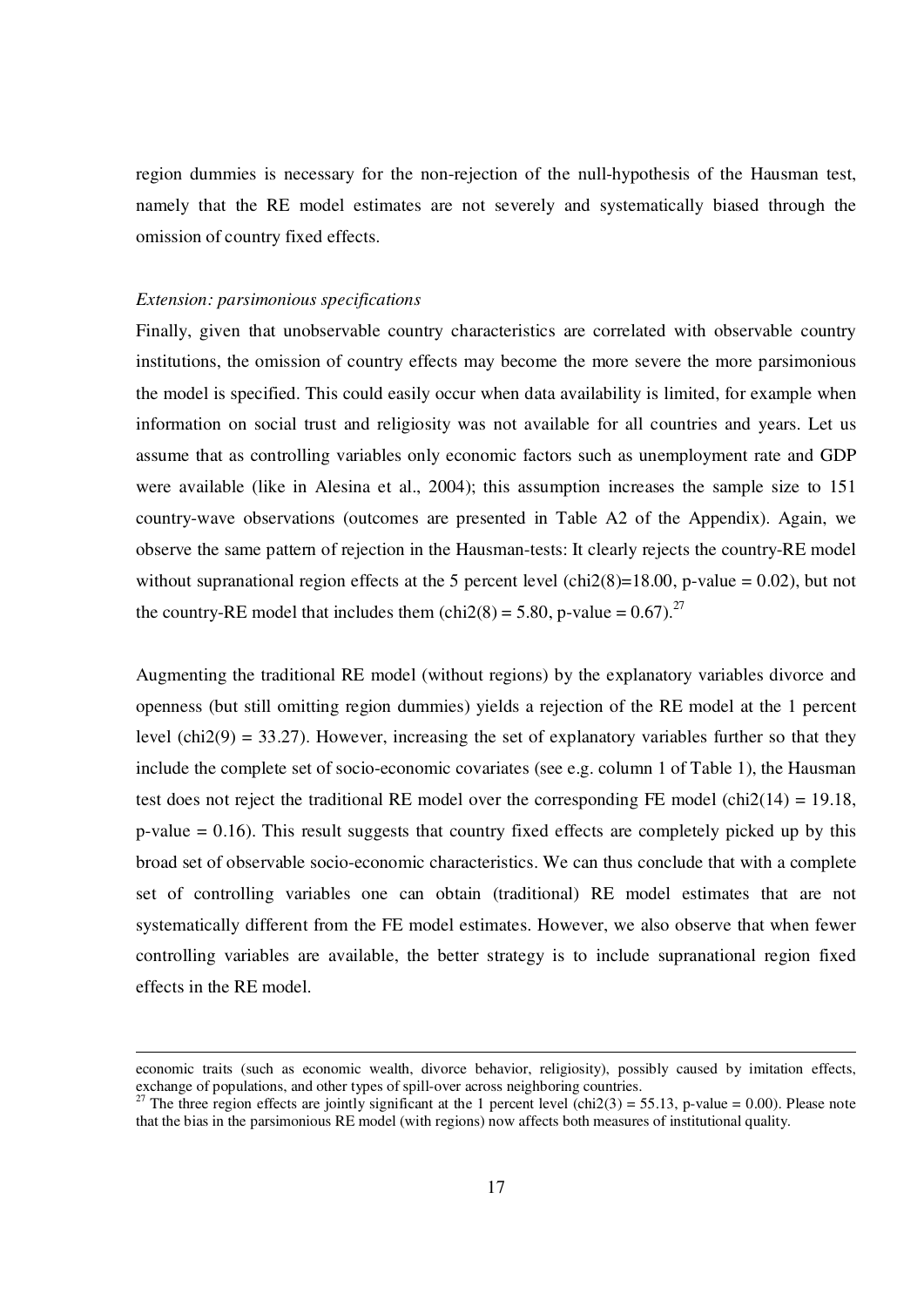region dummies is necessary for the non-rejection of the null-hypothesis of the Hausman test, namely that the RE model estimates are not severely and systematically biased through the omission of country fixed effects.

*Extension: parsimonious specifications*

Finally, given that unobservable country characteristics are correlated with observable country institutions, the omission of country effects may become the more severe the more parsimonious the model is specified. This could easily occur when data availability is limited, for example when information on social trust and religiosity was not available for all countries and years. Let us assume that as controlling variables only economic factors such as unemployment rate and GDP were available (like in Alesina et al., 2004); this assumption increases the sample size to 151 country-wave observations (outcomes are presented in Table A2 of the Appendix). Again, we observe the same pattern of rejection in the Hausman-tests: It clearly rejects the country-RE model without supranational region effects at the 5 percent level ($chi2(8)=18.00$, p-value = 0.02), but not the country-RE model that includes them ($chi2(8) = 5.80$, p-value = 0.67).[27]

Augmenting the traditional RE model (without regions) by the explanatory variables divorce and openness (but still omitting region dummies) yields a rejection of the RE model at the 1 percent level ($chi2(9) = 33.27$). However, increasing the set of explanatory variables further so that they include the complete set of socio-economic covariates (see e.g. column 1 of Table 1), the Hausman test does not reject the traditional RE model over the corresponding FE model ($chi2(14) = 19.18$, p-value = 0.16). This result suggests that country fixed effects are completely picked up by this broad set of observable socio-economic characteristics. We can thus conclude that with a complete set of controlling variables one can obtain (traditional) RE model estimates that are not systematically different from the FE model estimates. However, we also observe that when fewer controlling variables are available, the better strategy is to include supranational region fixed effects in the RE model.

---

economic traits (such as economic wealth, divorce behavior, religiosity), possibly caused by imitation effects, exchange of populations, and other types of spill-over across neighboring countries.

[27] The three region effects are jointly significant at the 1 percent level ($chi2(3) = 55.13$, p-value = 0.00). Please note that the bias in the parsimonious RE model (with regions) now affects both measures of institutional quality.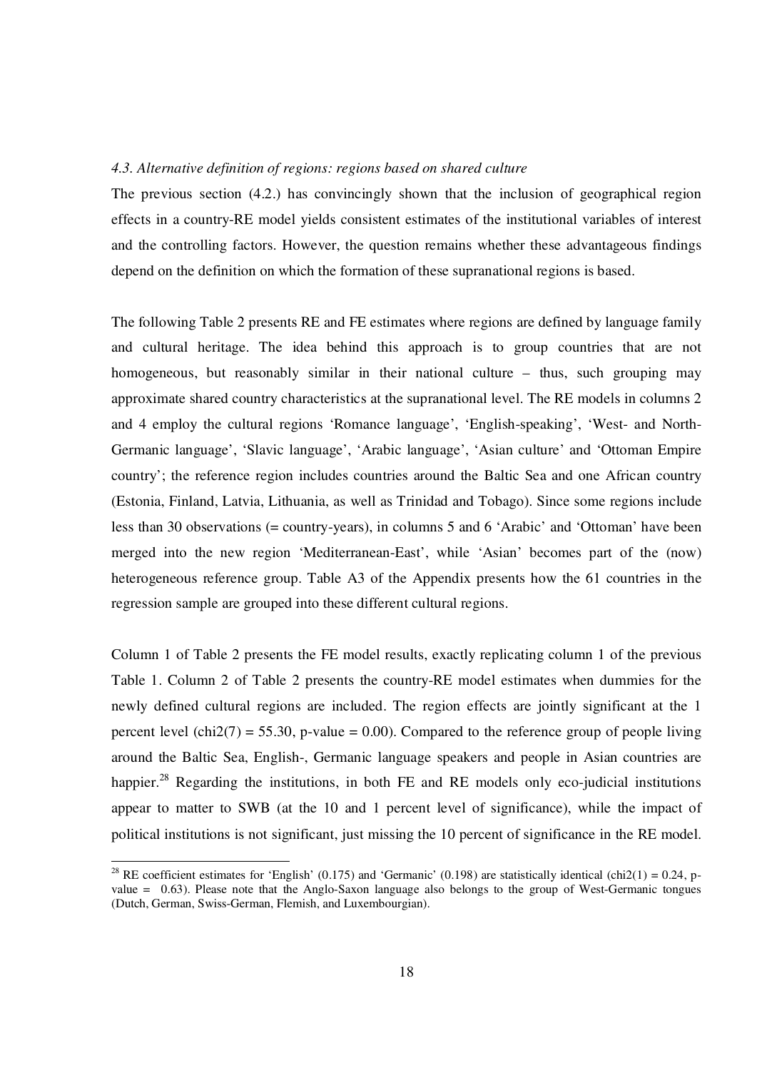*4.3. Alternative definition of regions: regions based on shared culture*

The previous section (4.2.) has convincingly shown that the inclusion of geographical region effects in a country-RE model yields consistent estimates of the institutional variables of interest and the controlling factors. However, the question remains whether these advantageous findings depend on the definition on which the formation of these supranational regions is based.

The following Table 2 presents RE and FE estimates where regions are defined by language family and cultural heritage. The idea behind this approach is to group countries that are not homogeneous, but reasonably similar in their national culture – thus, such grouping may approximate shared country characteristics at the supranational level. The RE models in columns 2 and 4 employ the cultural regions 'Romance language', 'English-speaking', 'West- and North-Germanic language', 'Slavic language', 'Arabic language', 'Asian culture' and 'Ottoman Empire country'; the reference region includes countries around the Baltic Sea and one African country (Estonia, Finland, Latvia, Lithuania, as well as Trinidad and Tobago). Since some regions include less than 30 observations (= country-years), in columns 5 and 6 'Arabic' and 'Ottoman' have been merged into the new region 'Mediterranean-East', while 'Asian' becomes part of the (now) heterogeneous reference group. Table A3 of the Appendix presents how the 61 countries in the regression sample are grouped into these different cultural regions.

Column 1 of Table 2 presents the FE model results, exactly replicating column 1 of the previous Table 1. Column 2 of Table 2 presents the country-RE model estimates when dummies for the newly defined cultural regions are included. The region effects are jointly significant at the 1 percent level ($chi2(7) = 55.30$, p-value = 0.00). Compared to the reference group of people living around the Baltic Sea, English-, Germanic language speakers and people in Asian countries are happier.[28] Regarding the institutions, in both FE and RE models only eco-judicial institutions appear to matter to SWB (at the 10 and 1 percent level of significance), while the impact of political institutions is not significant, just missing the 10 percent of significance in the RE model.

---

[28] RE coefficient estimates for 'English' (0.175) and 'Germanic' (0.198) are statistically identical ($chi2(1) = 0.24$, p-value = 0.63). Please note that the Anglo-Saxon language also belongs to the group of West-Germanic tongues (Dutch, German, Swiss-German, Flemish, and Luxembourgian).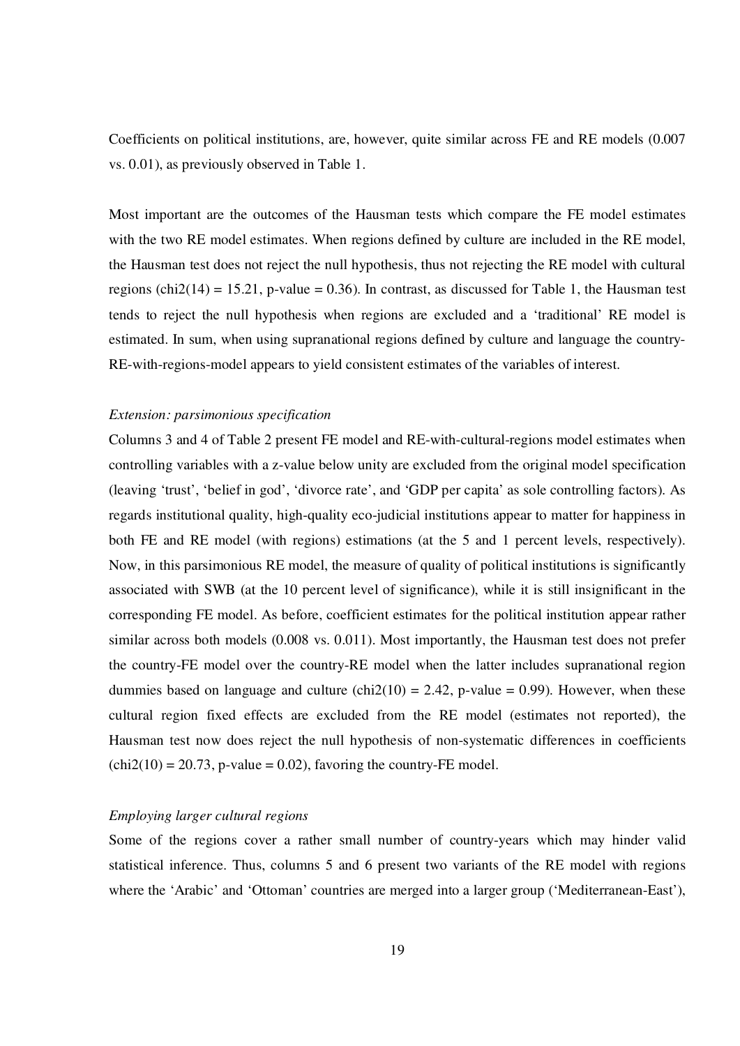Coefficients on political institutions, are, however, quite similar across FE and RE models (0.007 vs. 0.01), as previously observed in Table 1.

Most important are the outcomes of the Hausman tests which compare the FE model estimates with the two RE model estimates. When regions defined by culture are included in the RE model, the Hausman test does not reject the null hypothesis, thus not rejecting the RE model with cultural regions ($chi2(14) = 15.21$, p-value = 0.36). In contrast, as discussed for Table 1, the Hausman test tends to reject the null hypothesis when regions are excluded and a 'traditional' RE model is estimated. In sum, when using supranational regions defined by culture and language the country-RE-with-regions-model appears to yield consistent estimates of the variables of interest.

*Extension: parsimonious specification*

Columns 3 and 4 of Table 2 present FE model and RE-with-cultural-regions model estimates when controlling variables with a z-value below unity are excluded from the original model specification (leaving 'trust', 'belief in god', 'divorce rate', and 'GDP per capita' as sole controlling factors). As regards institutional quality, high-quality eco-judicial institutions appear to matter for happiness in both FE and RE model (with regions) estimations (at the 5 and 1 percent levels, respectively). Now, in this parsimonious RE model, the measure of quality of political institutions is significantly associated with SWB (at the 10 percent level of significance), while it is still insignificant in the corresponding FE model. As before, coefficient estimates for the political institution appear rather similar across both models (0.008 vs. 0.011). Most importantly, the Hausman test does not prefer the country-FE model over the country-RE model when the latter includes supranational region dummies based on language and culture ($chi2(10) = 2.42$, p-value = 0.99). However, when these cultural region fixed effects are excluded from the RE model (estimates not reported), the Hausman test now does reject the null hypothesis of non-systematic differences in coefficients ($chi2(10) = 20.73$, p-value = 0.02), favoring the country-FE model.

*Employing larger cultural regions*

Some of the regions cover a rather small number of country-years which may hinder valid statistical inference. Thus, columns 5 and 6 present two variants of the RE model with regions where the 'Arabic' and 'Ottoman' countries are merged into a larger group ('Mediterranean-East'),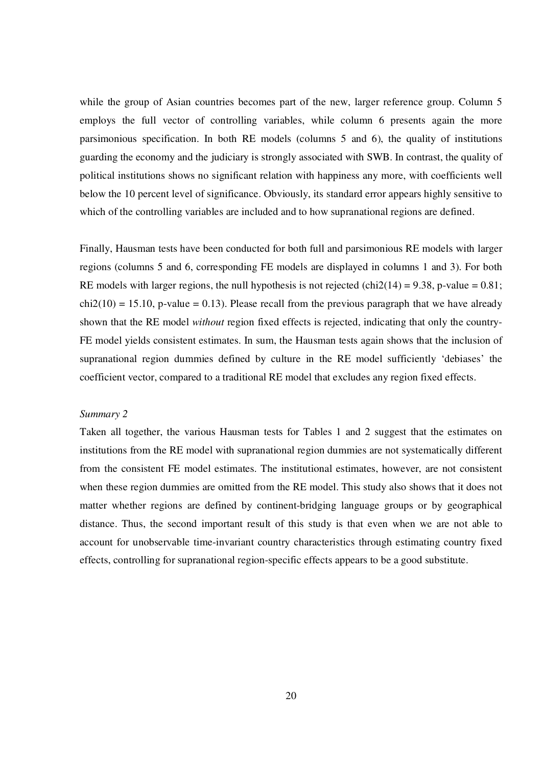while the group of Asian countries becomes part of the new, larger reference group. Column 5 employs the full vector of controlling variables, while column 6 presents again the more parsimonious specification. In both RE models (columns 5 and 6), the quality of institutions guarding the economy and the judiciary is strongly associated with SWB. In contrast, the quality of political institutions shows no significant relation with happiness any more, with coefficients well below the 10 percent level of significance. Obviously, its standard error appears highly sensitive to which of the controlling variables are included and to how supranational regions are defined.

Finally, Hausman tests have been conducted for both full and parsimonious RE models with larger regions (columns 5 and 6, corresponding FE models are displayed in columns 1 and 3). For both RE models with larger regions, the null hypothesis is not rejected ($chi2(14) = 9.38$, p-value = 0.81; $chi2(10) = 15.10$, p-value = 0.13). Please recall from the previous paragraph that we have already shown that the RE model *without* region fixed effects is rejected, indicating that only the country-FE model yields consistent estimates. In sum, the Hausman tests again shows that the inclusion of supranational region dummies defined by culture in the RE model sufficiently 'debiases' the coefficient vector, compared to a traditional RE model that excludes any region fixed effects.

*Summary 2*

Taken all together, the various Hausman tests for Tables 1 and 2 suggest that the estimates on institutions from the RE model with supranational region dummies are not systematically different from the consistent FE model estimates. The institutional estimates, however, are not consistent when these region dummies are omitted from the RE model. This study also shows that it does not matter whether regions are defined by continent-bridging language groups or by geographical distance. Thus, the second important result of this study is that even when we are not able to account for unobservable time-invariant country characteristics through estimating country fixed effects, controlling for supranational region-specific effects appears to be a good substitute.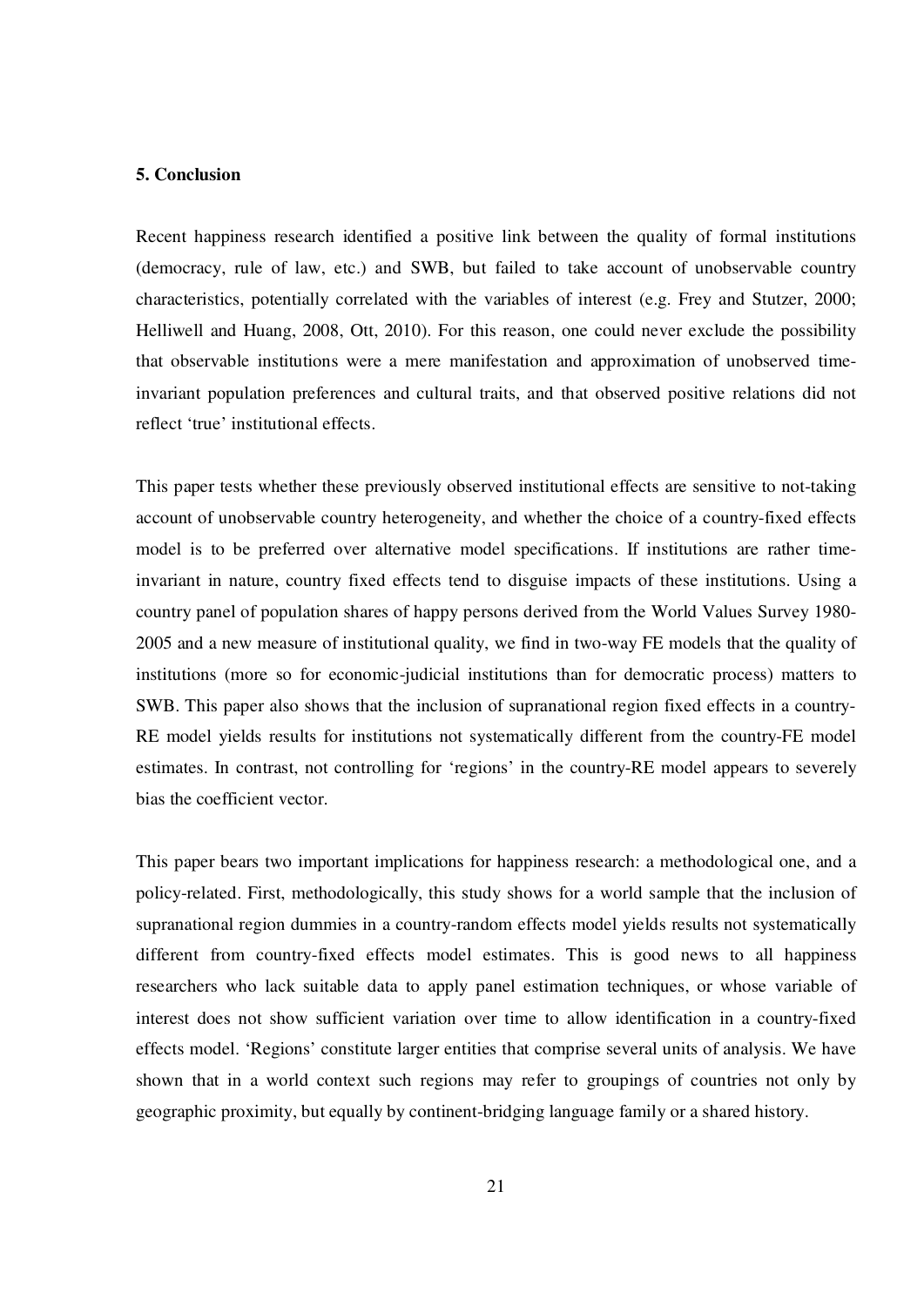## 5. Conclusion

Recent happiness research identified a positive link between the quality of formal institutions (democracy, rule of law, etc.) and SWB, but failed to take account of unobservable country characteristics, potentially correlated with the variables of interest (e.g. Frey and Stutzer, 2000; Helliwell and Huang, 2008, Ott, 2010). For this reason, one could never exclude the possibility that observable institutions were a mere manifestation and approximation of unobserved time-invariant population preferences and cultural traits, and that observed positive relations did not reflect 'true' institutional effects.

This paper tests whether these previously observed institutional effects are sensitive to not-taking account of unobservable country heterogeneity, and whether the choice of a country-fixed effects model is to be preferred over alternative model specifications. If institutions are rather time-invariant in nature, country fixed effects tend to disguise impacts of these institutions. Using a country panel of population shares of happy persons derived from the World Values Survey 1980-2005 and a new measure of institutional quality, we find in two-way FE models that the quality of institutions (more so for economic-judicial institutions than for democratic process) matters to SWB. This paper also shows that the inclusion of supranational region fixed effects in a country-RE model yields results for institutions not systematically different from the country-FE model estimates. In contrast, not controlling for 'regions' in the country-RE model appears to severely bias the coefficient vector.

This paper bears two important implications for happiness research: a methodological one, and a policy-related. First, methodologically, this study shows for a world sample that the inclusion of supranational region dummies in a country-random effects model yields results not systematically different from country-fixed effects model estimates. This is good news to all happiness researchers who lack suitable data to apply panel estimation techniques, or whose variable of interest does not show sufficient variation over time to allow identification in a country-fixed effects model. 'Regions' constitute larger entities that comprise several units of analysis. We have shown that in a world context such regions may refer to groupings of countries not only by geographic proximity, but equally by continent-bridging language family or a shared history.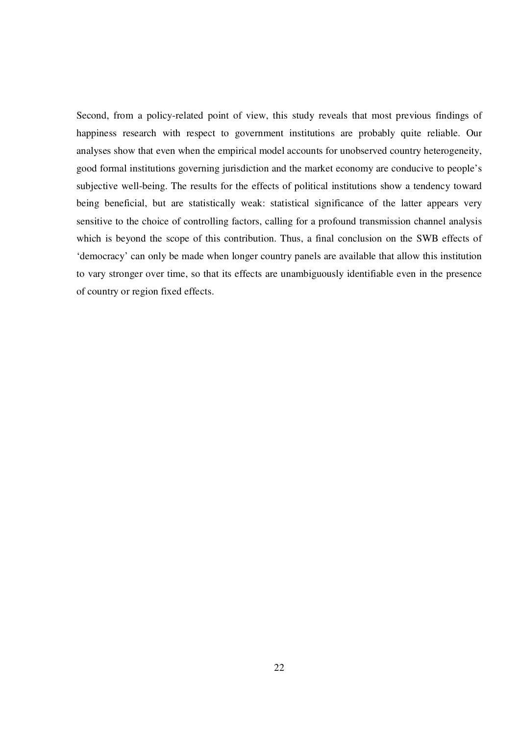Second, from a policy-related point of view, this study reveals that most previous findings of happiness research with respect to government institutions are probably quite reliable. Our analyses show that even when the empirical model accounts for unobserved country heterogeneity, good formal institutions governing jurisdiction and the market economy are conducive to people's subjective well-being. The results for the effects of political institutions show a tendency toward being beneficial, but are statistically weak: statistical significance of the latter appears very sensitive to the choice of controlling factors, calling for a profound transmission channel analysis which is beyond the scope of this contribution. Thus, a final conclusion on the SWB effects of 'democracy' can only be made when longer country panels are available that allow this institution to vary stronger over time, so that its effects are unambiguously identifiable even in the presence of country or region fixed effects.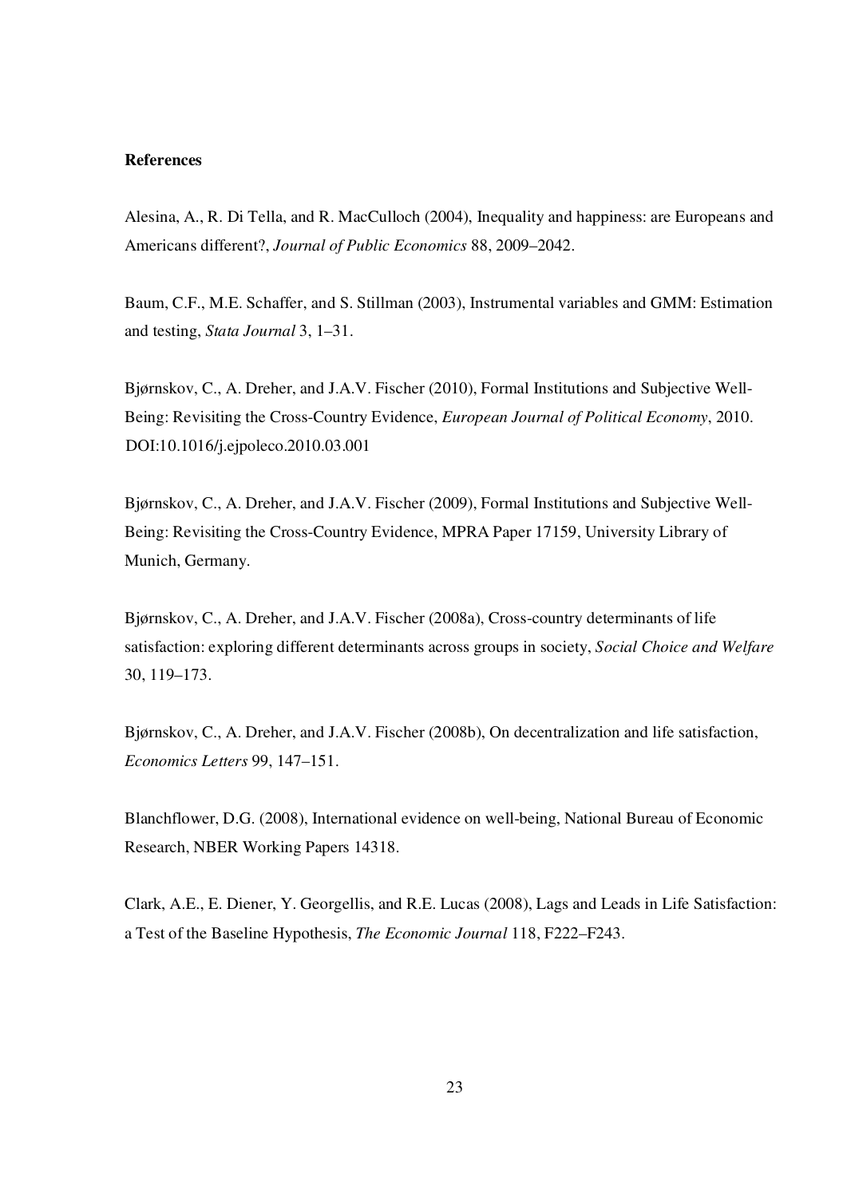**References**

Alesina, A., R. Di Tella, and R. MacCulloch (2004), Inequality and happiness: are Europeans and Americans different?, *Journal of Public Economics* 88, 2009–2042.

Baum, C.F., M.E. Schaffer, and S. Stillman (2003), Instrumental variables and GMM: Estimation and testing, *Stata Journal* 3, 1–31.

Bjørnskov, C., A. Dreher, and J.A.V. Fischer (2010), Formal Institutions and Subjective Well-Being: Revisiting the Cross-Country Evidence, *European Journal of Political Economy*, 2010. DOI:10.1016/j.ejpoleco.2010.03.001

Bjørnskov, C., A. Dreher, and J.A.V. Fischer (2009), Formal Institutions and Subjective Well-Being: Revisiting the Cross-Country Evidence, MPRA Paper 17159, University Library of Munich, Germany.

Bjørnskov, C., A. Dreher, and J.A.V. Fischer (2008a), Cross-country determinants of life satisfaction: exploring different determinants across groups in society, *Social Choice and Welfare* 30, 119–173.

Bjørnskov, C., A. Dreher, and J.A.V. Fischer (2008b), On decentralization and life satisfaction, *Economics Letters* 99, 147–151.

Blanchflower, D.G. (2008), International evidence on well-being, National Bureau of Economic Research, NBER Working Papers 14318.

Clark, A.E., E. Diener, Y. Georgellis, and R.E. Lucas (2008), Lags and Leads in Life Satisfaction: a Test of the Baseline Hypothesis, *The Economic Journal* 118, F222–F243.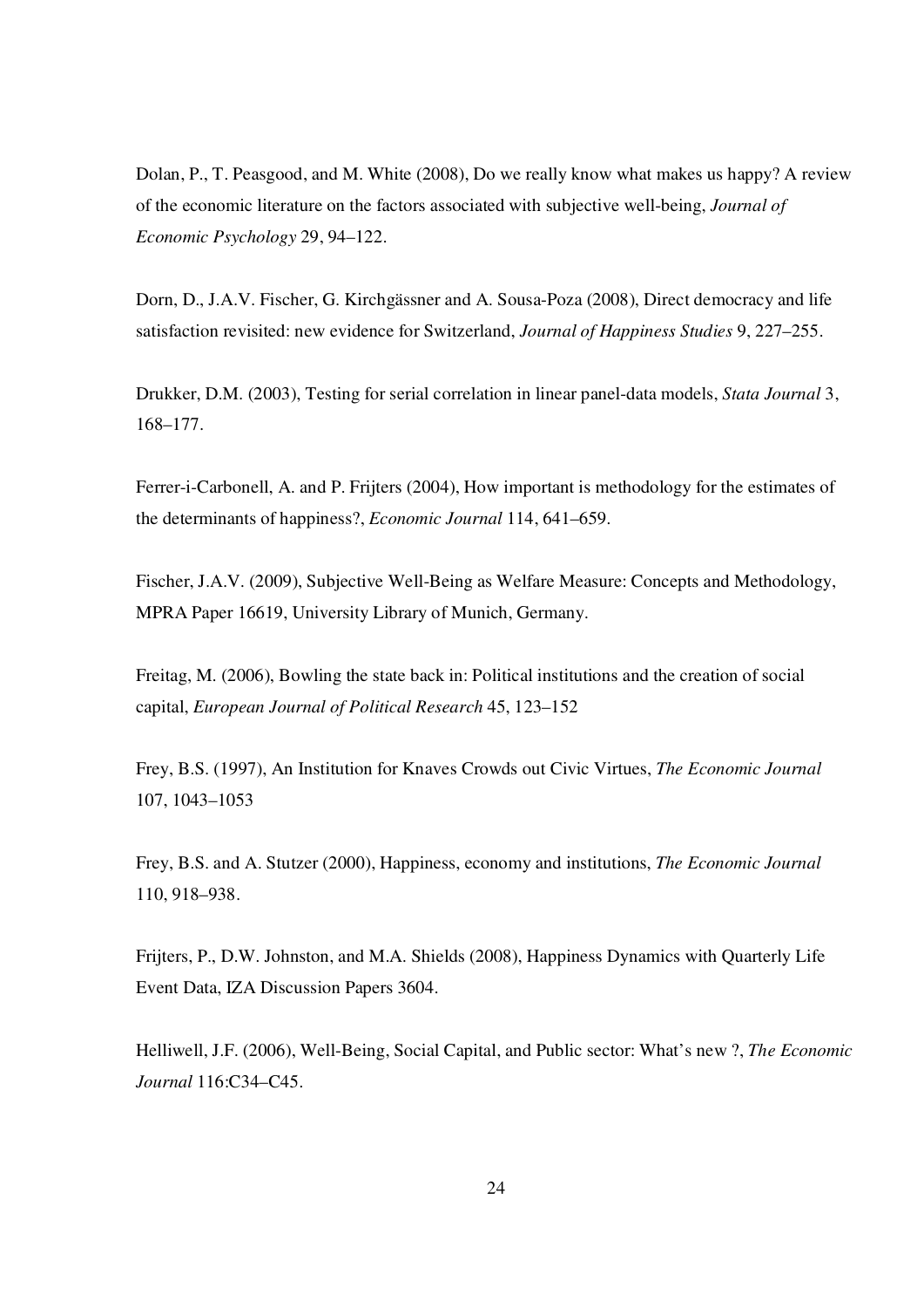Dolan, P., T. Peasgood, and M. White (2008), Do we really know what makes us happy? A review of the economic literature on the factors associated with subjective well-being, *Journal of Economic Psychology* 29, 94–122.

Dorn, D., J.A.V. Fischer, G. Kirchgässner and A. Sousa-Poza (2008), Direct democracy and life satisfaction revisited: new evidence for Switzerland, *Journal of Happiness Studies* 9, 227–255.

Drukker, D.M. (2003), Testing for serial correlation in linear panel-data models, *Stata Journal* 3, 168–177.

Ferrer-i-Carbonell, A. and P. Frijters (2004), How important is methodology for the estimates of the determinants of happiness?, *Economic Journal* 114, 641–659.

Fischer, J.A.V. (2009), Subjective Well-Being as Welfare Measure: Concepts and Methodology, MPRA Paper 16619, University Library of Munich, Germany.

Freitag, M. (2006), Bowling the state back in: Political institutions and the creation of social capital, *European Journal of Political Research* 45, 123–152

Frey, B.S. (1997), An Institution for Knaves Crowds out Civic Virtues, *The Economic Journal* 107, 1043–1053

Frey, B.S. and A. Stutzer (2000), Happiness, economy and institutions, *The Economic Journal* 110, 918–938.

Frijters, P., D.W. Johnston, and M.A. Shields (2008), Happiness Dynamics with Quarterly Life Event Data, IZA Discussion Papers 3604.

Helliwell, J.F. (2006), Well-Being, Social Capital, and Public sector: What's new ?, *The Economic Journal* 116:C34–C45.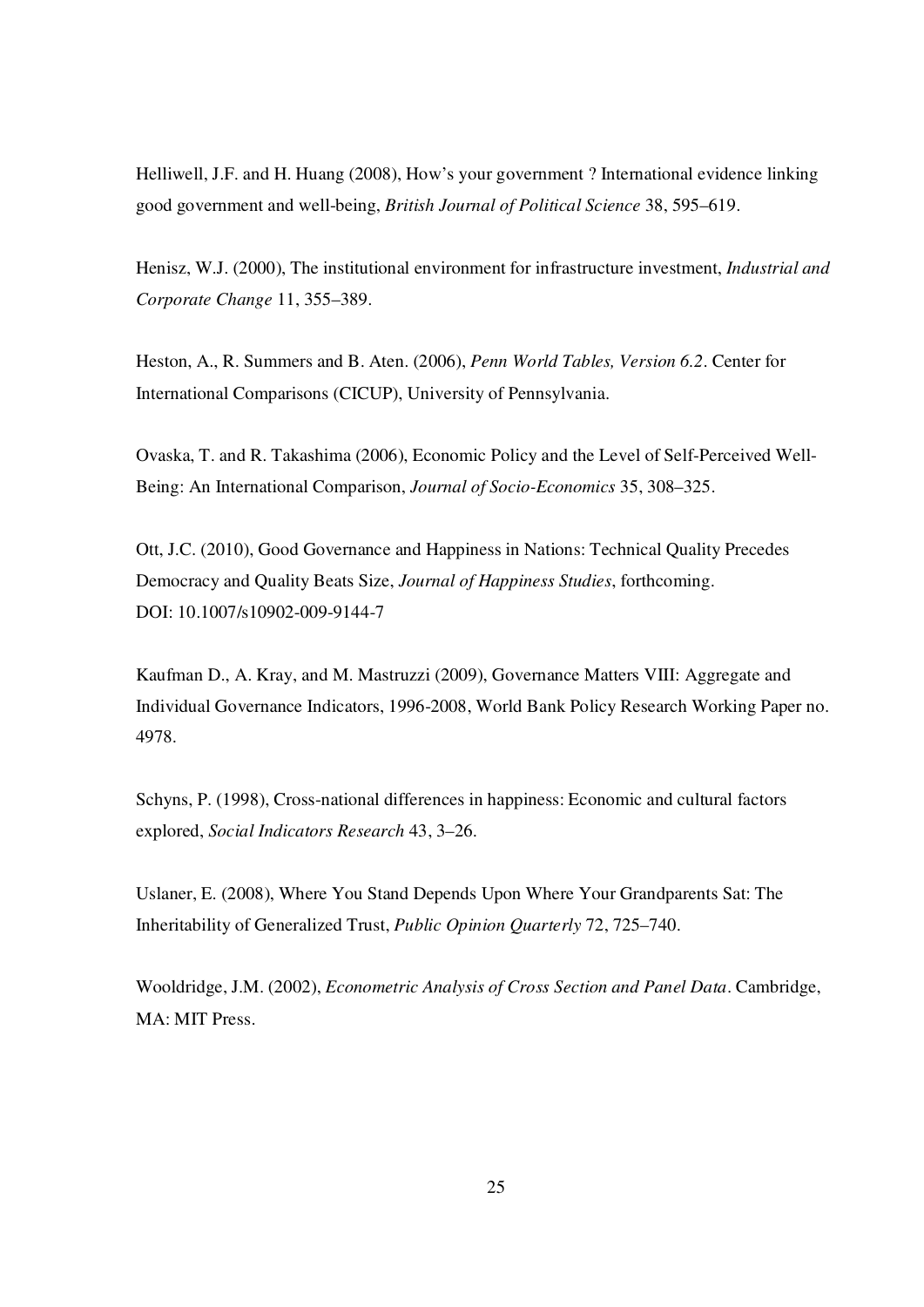Helliwell, J.F. and H. Huang (2008), How's your government ? International evidence linking good government and well-being, *British Journal of Political Science* 38, 595–619.

Henisz, W.J. (2000), The institutional environment for infrastructure investment, *Industrial and Corporate Change* 11, 355–389.

Heston, A., R. Summers and B. Aten. (2006), *Penn World Tables, Version 6.2*. Center for International Comparisons (CICUP), University of Pennsylvania.

Ovaska, T. and R. Takashima (2006), Economic Policy and the Level of Self-Perceived Well-Being: An International Comparison, *Journal of Socio-Economics* 35, 308–325.

Ott, J.C. (2010), Good Governance and Happiness in Nations: Technical Quality Precedes Democracy and Quality Beats Size, *Journal of Happiness Studies*, forthcoming. DOI: 10.1007/s10902-009-9144-7

Kaufman D., A. Kray, and M. Mastruzzi (2009), Governance Matters VIII: Aggregate and Individual Governance Indicators, 1996-2008, World Bank Policy Research Working Paper no. 4978.

Schyns, P. (1998), Cross-national differences in happiness: Economic and cultural factors explored, *Social Indicators Research* 43, 3–26.

Uslaner, E. (2008), Where You Stand Depends Upon Where Your Grandparents Sat: The Inheritability of Generalized Trust, *Public Opinion Quarterly* 72, 725–740.

Wooldridge, J.M. (2002), *Econometric Analysis of Cross Section and Panel Data*. Cambridge, MA: MIT Press.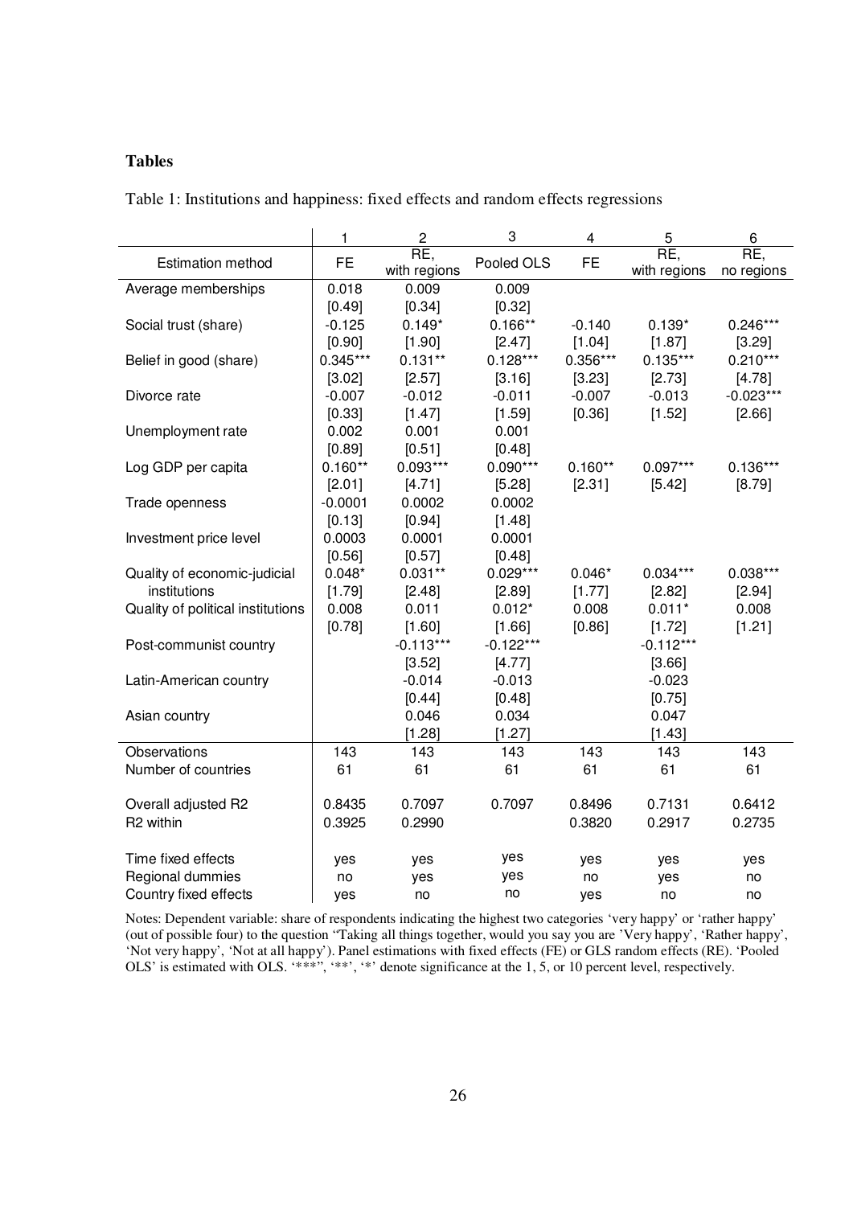**Tables**

Table 1: Institutions and happiness: fixed effects and random effects regressions

| | 1 | 2 | 3 | 4 | 5 | 6 |
|---|---|---|---|---|---|---|
| Estimation method | FE | RE, with regions | Pooled OLS | FE | RE, with regions | RE, no regions |
| Average memberships | 0.018 | 0.009 | 0.009 | | | |
| | [0.49] | [0.34] | [0.32] | | | |
| Social trust (share) | -0.125 | 0.149* | 0.166** | -0.140 | 0.139* | 0.246*** |
| | [0.90] | [1.90] | [2.47] | [1.04] | [1.87] | [3.29] |
| Belief in good (share) | 0.345*** | 0.131** | 0.128*** | 0.356*** | 0.135*** | 0.210*** |
| | [3.02] | [2.57] | [3.16] | [3.23] | [2.73] | [4.78] |
| Divorce rate | -0.007 | -0.012 | -0.011 | -0.007 | -0.013 | -0.023*** |
| | [0.33] | [1.47] | [1.59] | [0.36] | [1.52] | [2.66] |
| Unemployment rate | 0.002 | 0.001 | 0.001 | | | |
| | [0.89] | [0.51] | [0.48] | | | |
| Log GDP per capita | 0.160** | 0.093*** | 0.090*** | 0.160** | 0.097*** | 0.136*** |
| | [2.01] | [4.71] | [5.28] | [2.31] | [5.42] | [8.79] |
| Trade openness | -0.0001 | 0.0002 | 0.0002 | | | |
| | [0.13] | [0.94] | [1.48] | | | |
| Investment price level | 0.0003 | 0.0001 | 0.0001 | | | |
| | [0.56] | [0.57] | [0.48] | | | |
| Quality of economic-judicial institutions | 0.048* | 0.031** | 0.029*** | 0.046* | 0.034*** | 0.038*** |
| | [1.79] | [2.48] | [2.89] | [1.77] | [2.82] | [2.94] |
| Quality of political institutions | 0.008 | 0.011 | 0.012* | 0.008 | 0.011* | 0.008 |
| | [0.78] | [1.60] | [1.66] | [0.86] | [1.72] | [1.21] |
| Post-communist country | | -0.113*** | -0.122*** | | -0.112*** | |
| | | [3.52] | [4.77] | | [3.66] | |
| Latin-American country | | -0.014 | -0.013 | | -0.023 | |
| | | [0.44] | [0.48] | | [0.75] | |
| Asian country | | 0.046 | 0.034 | | 0.047 | |
| | | [1.28] | [1.27] | | [1.43] | |
| Observations | 143 | 143 | 143 | 143 | 143 | 143 |
| Number of countries | 61 | 61 | 61 | 61 | 61 | 61 |
| Overall adjusted R2 | 0.8435 | 0.7097 | 0.7097 | 0.8496 | 0.7131 | 0.6412 |
| R2 within | 0.3925 | 0.2990 | | 0.3820 | 0.2917 | 0.2735 |
| Time fixed effects | yes | yes | yes | yes | yes | yes |
| Regional dummies | no | yes | yes | no | yes | no |
| Country fixed effects | yes | no | no | yes | no | no |

Notes: Dependent variable: share of respondents indicating the highest two categories 'very happy' or 'rather happy' (out of possible four) to the question "Taking all things together, would you say you are 'Very happy', 'Rather happy', 'Not very happy', 'Not at all happy'). Panel estimations with fixed effects (FE) or GLS random effects (RE). 'Pooled OLS' is estimated with OLS. '***', '**', '*' denote significance at the 1, 5, or 10 percent level, respectively.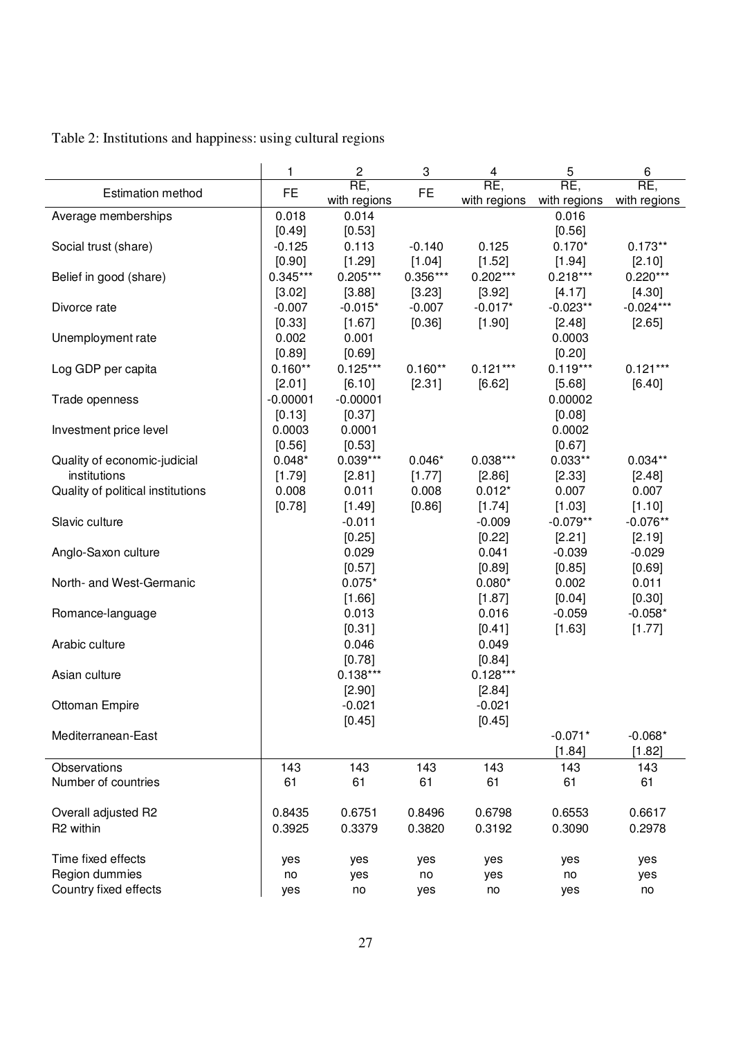Table 2: Institutions and happiness: using cultural regions

| | 1 | 2 | 3 | 4 | 5 | 6 |
|---|---|---|---|---|---|---|
| Estimation method | FE | RE, with regions | FE | RE, with regions | RE, with regions | RE, with regions |
| Average memberships | 0.018 | 0.014 | | | 0.016 | |
| | [0.49] | [0.53] | | | [0.56] | |
| Social trust (share) | -0.125 | 0.113 | -0.140 | 0.125 | 0.170* | 0.173** |
| | [0.90] | [1.29] | [1.04] | [1.52] | [1.94] | [2.10] |
| Belief in good (share) | 0.345*** | 0.205*** | 0.356*** | 0.202*** | 0.218*** | 0.220*** |
| | [3.02] | [3.88] | [3.23] | [3.92] | [4.17] | [4.30] |
| Divorce rate | -0.007 | -0.015* | -0.007 | -0.017* | -0.023** | -0.024*** |
| | [0.33] | [1.67] | [0.36] | [1.90] | [2.48] | [2.65] |
| Unemployment rate | 0.002 | 0.001 | | | 0.0003 | |
| | [0.89] | [0.69] | | | [0.20] | |
| Log GDP per capita | 0.160** | 0.125*** | 0.160** | 0.121*** | 0.119*** | 0.121*** |
| | [2.01] | [6.10] | [2.31] | [6.62] | [5.68] | [6.40] |
| Trade openness | -0.00001 | -0.00001 | | | 0.00002 | |
| | [0.13] | [0.37] | | | [0.08] | |
| Investment price level | 0.0003 | 0.0001 | | | 0.0002 | |
| | [0.56] | [0.53] | | | [0.67] | |
| Quality of economic-judicial institutions | 0.048* | 0.039*** | 0.046* | 0.038*** | 0.033** | 0.034** |
| | [1.79] | [2.81] | [1.77] | [2.86] | [2.33] | [2.48] |
| Quality of political institutions | 0.008 | 0.011 | 0.008 | 0.012* | 0.007 | 0.007 |
| | [0.78] | [1.49] | [0.86] | [1.74] | [1.03] | [1.10] |
| Slavic culture | | -0.011 | | -0.009 | -0.079** | -0.076** |
| | | [0.25] | | [0.22] | [2.21] | [2.19] |
| Anglo-Saxon culture | | 0.029 | | 0.041 | -0.039 | -0.029 |
| | | [0.57] | | [0.89] | [0.85] | [0.69] |
| North- and West-Germanic | | 0.075* | | 0.080* | 0.002 | 0.011 |
| | | [1.66] | | [1.87] | [0.04] | [0.30] |
| Romance-language | | 0.013 | | 0.016 | -0.059 | -0.058* |
| | | [0.31] | | [0.41] | [1.63] | [1.77] |
| Arabic culture | | 0.046 | | 0.049 | | |
| | | [0.78] | | [0.84] | | |
| Asian culture | | 0.138*** | | 0.128*** | | |
| | | [2.90] | | [2.84] | | |
| Ottoman Empire | | -0.021 | | -0.021 | | |
| | | [0.45] | | [0.45] | | |
| Mediterranean-East | | | | | -0.071* | -0.068* |
| | | | | | [1.84] | [1.82] |
| Observations | 143 | 143 | 143 | 143 | 143 | 143 |
| Number of countries | 61 | 61 | 61 | 61 | 61 | 61 |
| Overall adjusted R2 | 0.8435 | 0.6751 | 0.8496 | 0.6798 | 0.6553 | 0.6617 |
| R2 within | 0.3925 | 0.3379 | 0.3820 | 0.3192 | 0.3090 | 0.2978 |
| Time fixed effects | yes | yes | yes | yes | yes | yes |
| Region dummies | no | yes | no | yes | no | yes |
| Country fixed effects | yes | no | yes | no | yes | no |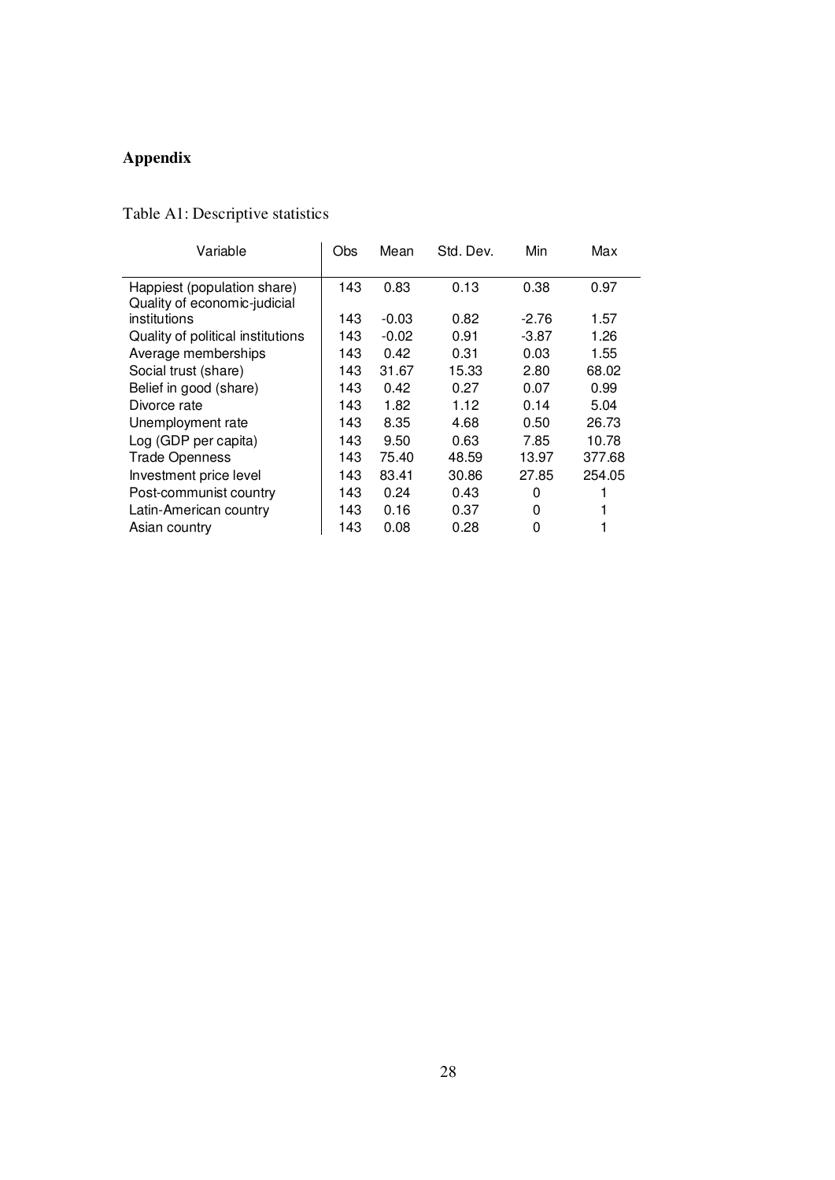# Appendix

Table A1: Descriptive statistics

| Variable | Obs | Mean | Std. Dev. | Min | Max |
|---|---|---|---|---|---|
| Happiest (population share) | 143 | 0.83 | 0.13 | 0.38 | 0.97 |
| Quality of economic-judicial institutions | 143 | -0.03 | 0.82 | -2.76 | 1.57 |
| Quality of political institutions | 143 | -0.02 | 0.91 | -3.87 | 1.26 |
| Average memberships | 143 | 0.42 | 0.31 | 0.03 | 1.55 |
| Social trust (share) | 143 | 31.67 | 15.33 | 2.80 | 68.02 |
| Belief in good (share) | 143 | 0.42 | 0.27 | 0.07 | 0.99 |
| Divorce rate | 143 | 1.82 | 1.12 | 0.14 | 5.04 |
| Unemployment rate | 143 | 8.35 | 4.68 | 0.50 | 26.73 |
| Log (GDP per capita) | 143 | 9.50 | 0.63 | 7.85 | 10.78 |
| Trade Openness | 143 | 75.40 | 48.59 | 13.97 | 377.68 |
| Investment price level | 143 | 83.41 | 30.86 | 27.85 | 254.05 |
| Post-communist country | 143 | 0.24 | 0.43 | 0 | 1 |
| Latin-American country | 143 | 0.16 | 0.37 | 0 | 1 |
| Asian country | 143 | 0.08 | 0.28 | 0 | 1 |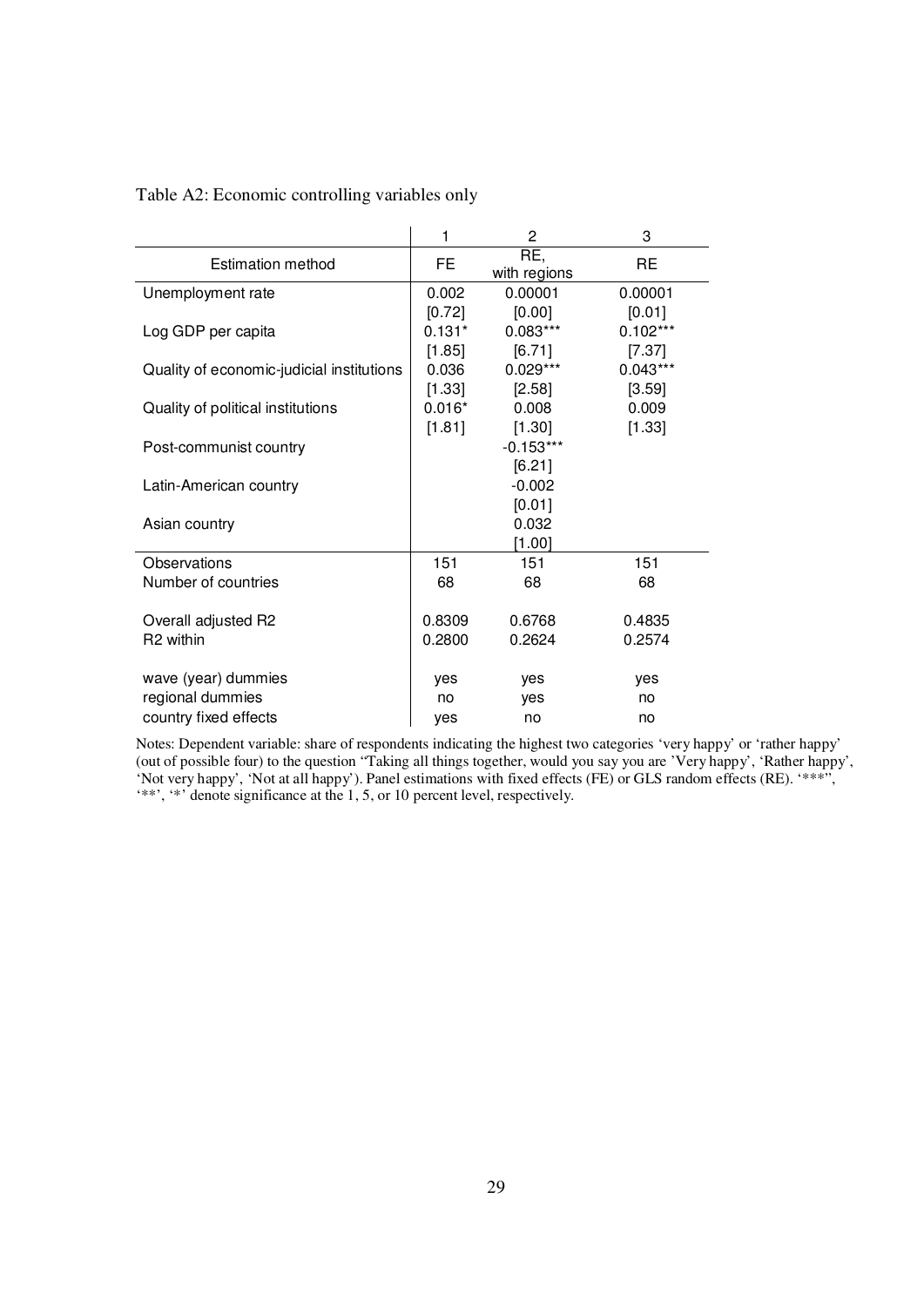Table A2: Economic controlling variables only

| | 1 | 2 | 3 |
|---|---|---|---|
| Estimation method | FE | RE, with regions | RE |
| Unemployment rate | 0.002 | 0.00001 | 0.00001 |
| | [0.72] | [0.00] | [0.01] |
| Log GDP per capita | 0.131* | 0.083*** | 0.102*** |
| | [1.85] | [6.71] | [7.37] |
| Quality of economic-judicial institutions | 0.036 | 0.029*** | 0.043*** |
| | [1.33] | [2.58] | [3.59] |
| Quality of political institutions | 0.016* | 0.008 | 0.009 |
| | [1.81] | [1.30] | [1.33] |
| Post-communist country | | -0.153*** | |
| | | [6.21] | |
| Latin-American country | | -0.002 | |
| | | [0.01] | |
| Asian country | | 0.032 | |
| | | [1.00] | |
| Observations | 151 | 151 | 151 |
| Number of countries | 68 | 68 | 68 |
| Overall adjusted R2 | 0.8309 | 0.6768 | 0.4835 |
| R2 within | 0.2800 | 0.2624 | 0.2574 |
| wave (year) dummies | yes | yes | yes |
| regional dummies | no | yes | no |
| country fixed effects | yes | no | no |

Notes: Dependent variable: share of respondents indicating the highest two categories 'very happy' or 'rather happy' (out of possible four) to the question "Taking all things together, would you say you are 'Very happy', 'Rather happy', 'Not very happy', 'Not at all happy'). Panel estimations with fixed effects (FE) or GLS random effects (RE). '***', '**', '*' denote significance at the 1, 5, or 10 percent level, respectively.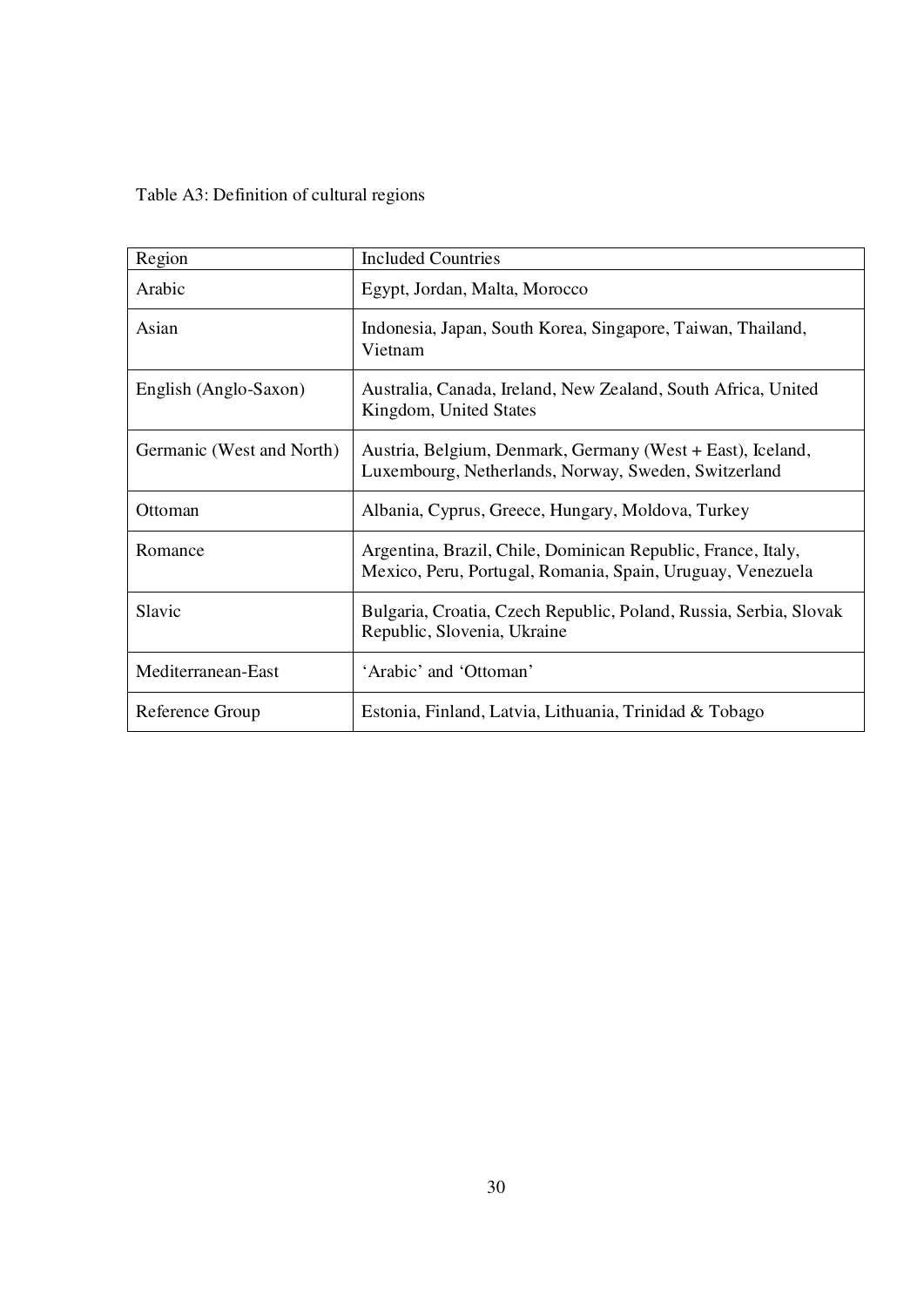Table A3: Definition of cultural regions

| Region | Included Countries |
|---|---|
| Arabic | Egypt, Jordan, Malta, Morocco |
| Asian | Indonesia, Japan, South Korea, Singapore, Taiwan, Thailand, Vietnam |
| English (Anglo-Saxon) | Australia, Canada, Ireland, New Zealand, South Africa, United Kingdom, United States |
| Germanic (West and North) | Austria, Belgium, Denmark, Germany (West + East), Iceland, Luxembourg, Netherlands, Norway, Sweden, Switzerland |
| Ottoman | Albania, Cyprus, Greece, Hungary, Moldova, Turkey |
| Romance | Argentina, Brazil, Chile, Dominican Republic, France, Italy, Mexico, Peru, Portugal, Romania, Spain, Uruguay, Venezuela |
| Slavic | Bulgaria, Croatia, Czech Republic, Poland, Russia, Serbia, Slovak Republic, Slovenia, Ukraine |
| Mediterranean-East | 'Arabic' and 'Ottoman' |
| Reference Group | Estonia, Finland, Latvia, Lithuania, Trinidad & Tobago |